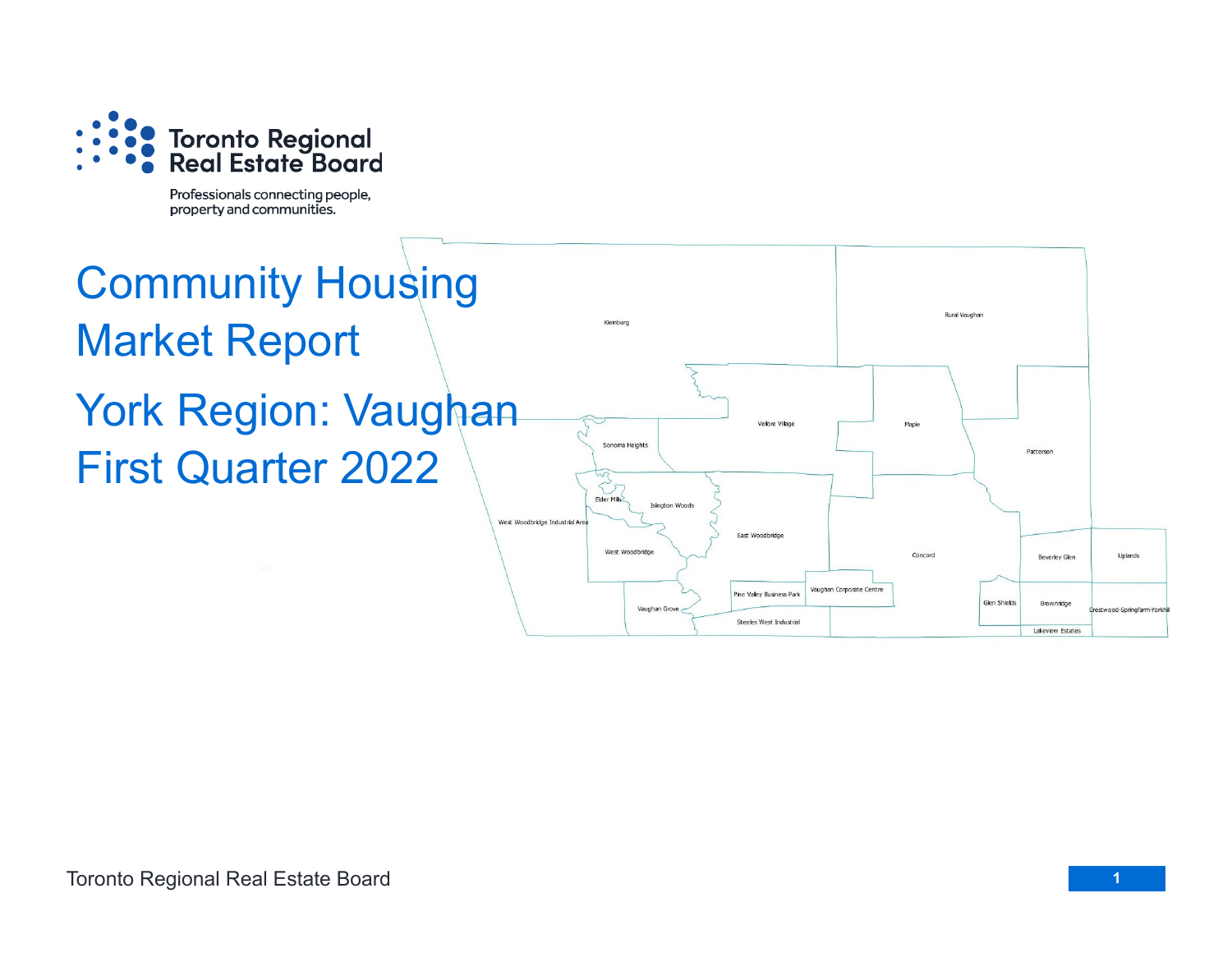Toronto Regional Real Estate Board

Professionals connecting people, property and communities.

# Community Housing Market Report

# York Region: Vaughan

# First Quarter 2022

Kleinburg

Rural Vaughan

Vellore Village

Maple

Sonoma Heights

Patterson

Elder Mills

Islington Woods

West Woodbridge Industrial Area

East Woodbridge

West Woodbridge

Concord

Beverley Glen

Uplands

Pine Valley Business Park

Vaughan Corporate Centre

Vaughan Grove

Glen Shields

Brownridge

Crestwood-Springfarm-Yorkhill

Steeles West Industrial

Lakeview Estates

Toronto Regional Real Estate Board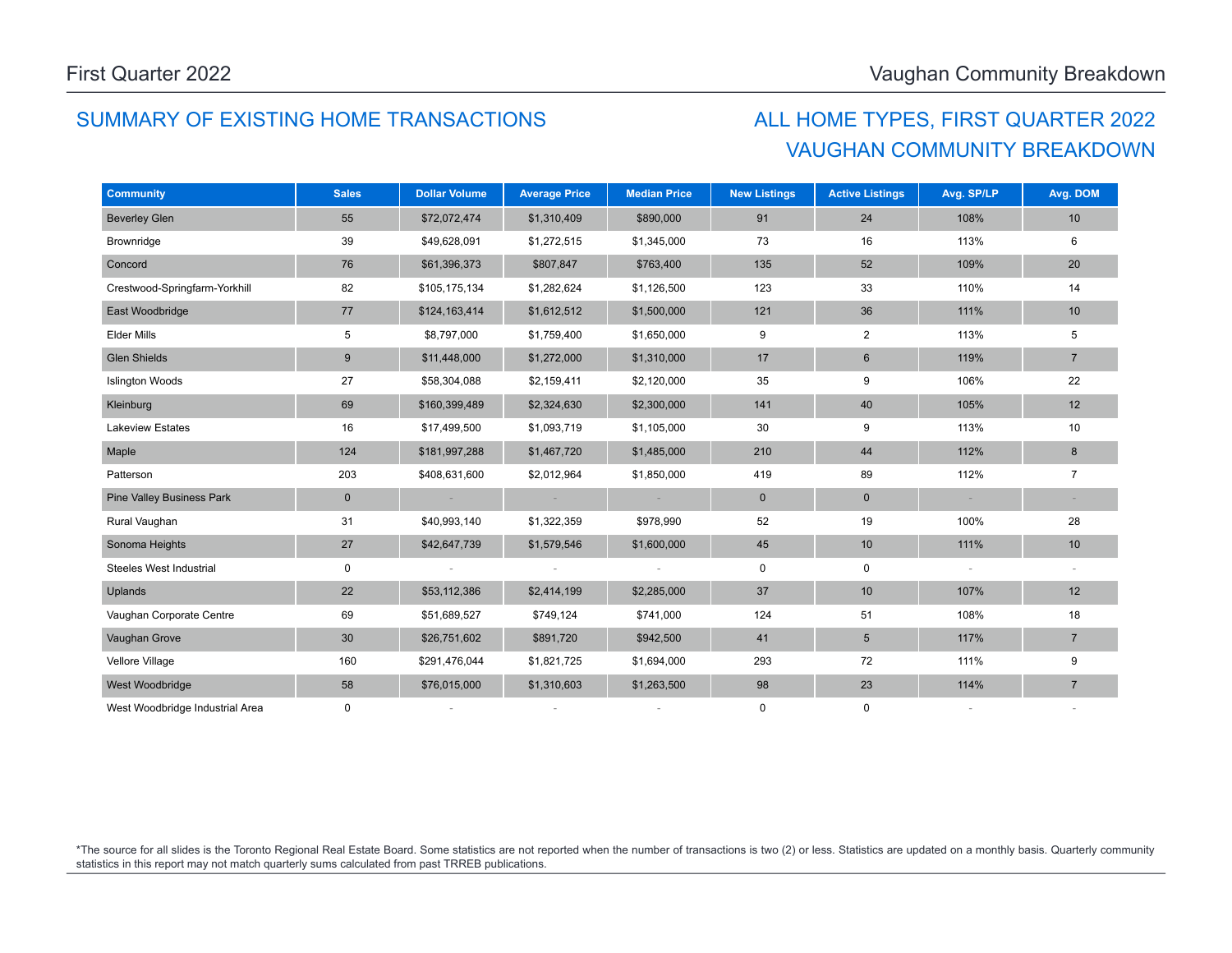## SUMMARY OF EXISTING HOME TRANSACTIONS

## ALL HOME TYPES, FIRST QUARTER 2022
## VAUGHAN COMMUNITY BREAKDOWN

| Community | Sales | Dollar Volume | Average Price | Median Price | New Listings | Active Listings | Avg. SP/LP | Avg. DOM |
|---|---|---|---|---|---|---|---|---|
| Beverley Glen | 55 | $72,072,474 | $1,310,409 | $890,000 | 91 | 24 | 108% | 10 |
| Brownridge | 39 | $49,628,091 | $1,272,515 | $1,345,000 | 73 | 16 | 113% | 6 |
| Concord | 76 | $61,396,373 | $807,847 | $763,400 | 135 | 52 | 109% | 20 |
| Crestwood-Springfarm-Yorkhill | 82 | $105,175,134 | $1,282,624 | $1,126,500 | 123 | 33 | 110% | 14 |
| East Woodbridge | 77 | $124,163,414 | $1,612,512 | $1,500,000 | 121 | 36 | 111% | 10 |
| Elder Mills | 5 | $8,797,000 | $1,759,400 | $1,650,000 | 9 | 2 | 113% | 5 |
| Glen Shields | 9 | $11,448,000 | $1,272,000 | $1,310,000 | 17 | 6 | 119% | 7 |
| Islington Woods | 27 | $58,304,088 | $2,159,411 | $2,120,000 | 35 | 9 | 106% | 22 |
| Kleinburg | 69 | $160,399,489 | $2,324,630 | $2,300,000 | 141 | 40 | 105% | 12 |
| Lakeview Estates | 16 | $17,499,500 | $1,093,719 | $1,105,000 | 30 | 9 | 113% | 10 |
| Maple | 124 | $181,997,288 | $1,467,720 | $1,485,000 | 210 | 44 | 112% | 8 |
| Patterson | 203 | $408,631,600 | $2,012,964 | $1,850,000 | 419 | 89 | 112% | 7 |
| Pine Valley Business Park | 0 | - | - | - | 0 | 0 | - | - |
| Rural Vaughan | 31 | $40,993,140 | $1,322,359 | $978,990 | 52 | 19 | 100% | 28 |
| Sonoma Heights | 27 | $42,647,739 | $1,579,546 | $1,600,000 | 45 | 10 | 111% | 10 |
| Steeles West Industrial | 0 | - | - | - | 0 | 0 | - | - |
| Uplands | 22 | $53,112,386 | $2,414,199 | $2,285,000 | 37 | 10 | 107% | 12 |
| Vaughan Corporate Centre | 69 | $51,689,527 | $749,124 | $741,000 | 124 | 51 | 108% | 18 |
| Vaughan Grove | 30 | $26,751,602 | $891,720 | $942,500 | 41 | 5 | 117% | 7 |
| Vellore Village | 160 | $291,476,044 | $1,821,725 | $1,694,000 | 293 | 72 | 111% | 9 |
| West Woodbridge | 58 | $76,015,000 | $1,310,603 | $1,263,500 | 98 | 23 | 114% | 7 |
| West Woodbridge Industrial Area | 0 | - | - | - | 0 | 0 | - | - |

*The source for all slides is the Toronto Regional Real Estate Board. Some statistics are not reported when the number of transactions is two (2) or less. Statistics are updated on a monthly basis. Quarterly community statistics in this report may not match quarterly sums calculated from past TRREB publications.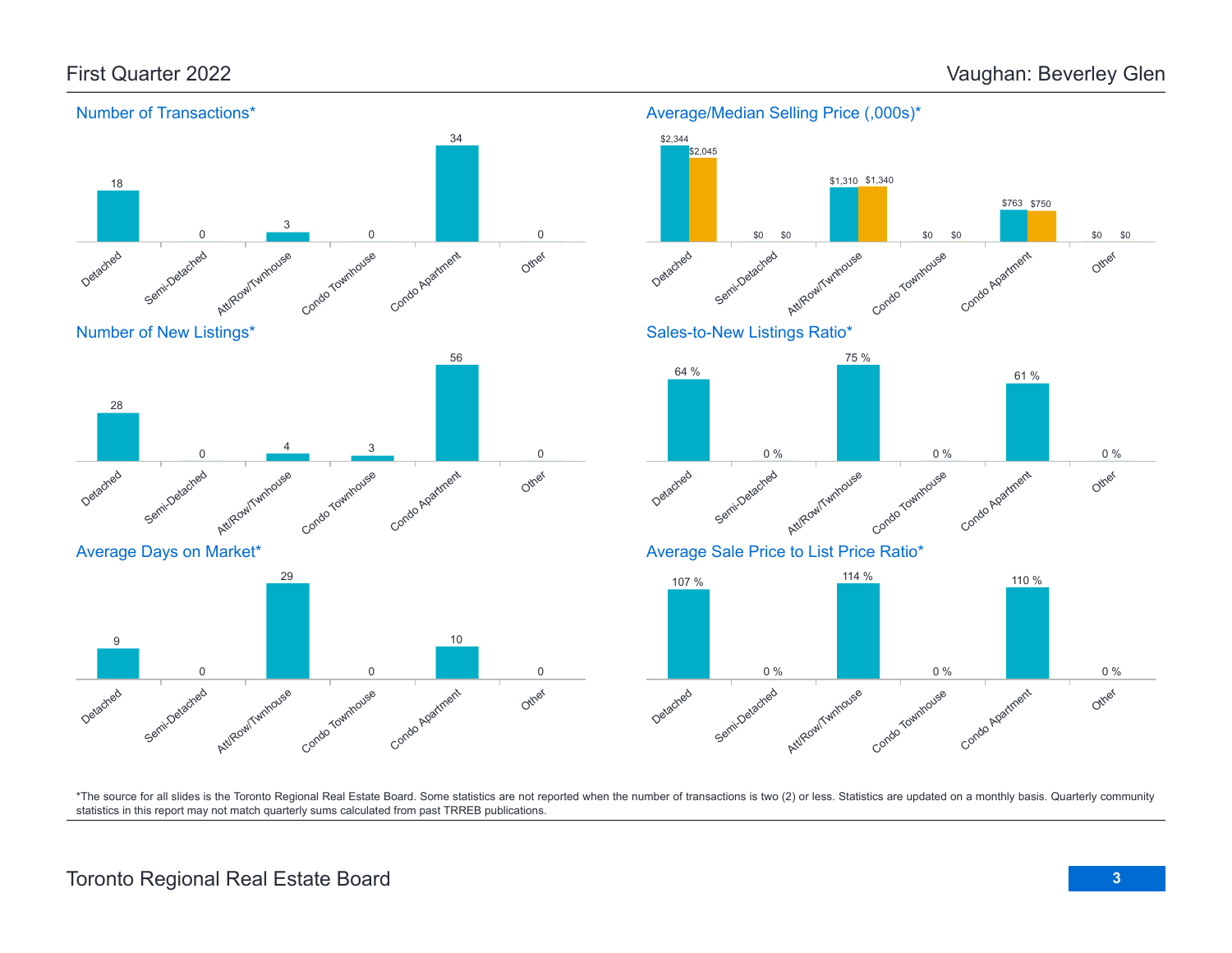First Quarter 2022 — Vaughan: Beverley Glen

## Number of Transactions*

| Detached | Semi-Detached | Att/Row/Twnhouse | Condo Townhouse | Condo Apartment | Other |
|---|---|---|---|---|---|
| 18 | 0 | 3 | 0 | 34 | 0 |

## Average/Median Selling Price (,000s)*

| | Detached | Semi-Detached | Att/Row/Twnhouse | Condo Townhouse | Condo Apartment | Other |
|---|---|---|---|---|---|---|
| Average | $2,344 | $0 | $1,310 | $0 | $763 | $0 |
| Median | $2,045 | $0 | $1,340 | $0 | $750 | $0 |

## Number of New Listings*

| Detached | Semi-Detached | Att/Row/Twnhouse | Condo Townhouse | Condo Apartment | Other |
|---|---|---|---|---|---|
| 28 | 0 | 4 | 3 | 56 | 0 |

## Sales-to-New Listings Ratio*

| Detached | Semi-Detached | Att/Row/Twnhouse | Condo Townhouse | Condo Apartment | Other |
|---|---|---|---|---|---|
| 64 % | 0 % | 75 % | 0 % | 61 % | 0 % |

## Average Days on Market*

| Detached | Semi-Detached | Att/Row/Twnhouse | Condo Townhouse | Condo Apartment | Other |
|---|---|---|---|---|---|
| 9 | 0 | 29 | 0 | 10 | 0 |

## Average Sale Price to List Price Ratio*

| Detached | Semi-Detached | Att/Row/Twnhouse | Condo Townhouse | Condo Apartment | Other |
|---|---|---|---|---|---|
| 107 % | 0 % | 114 % | 0 % | 110 % | 0 % |

*The source for all slides is the Toronto Regional Real Estate Board. Some statistics are not reported when the number of transactions is two (2) or less. Statistics are updated on a monthly basis. Quarterly community statistics in this report may not match quarterly sums calculated from past TRREB publications.

Toronto Regional Real Estate Board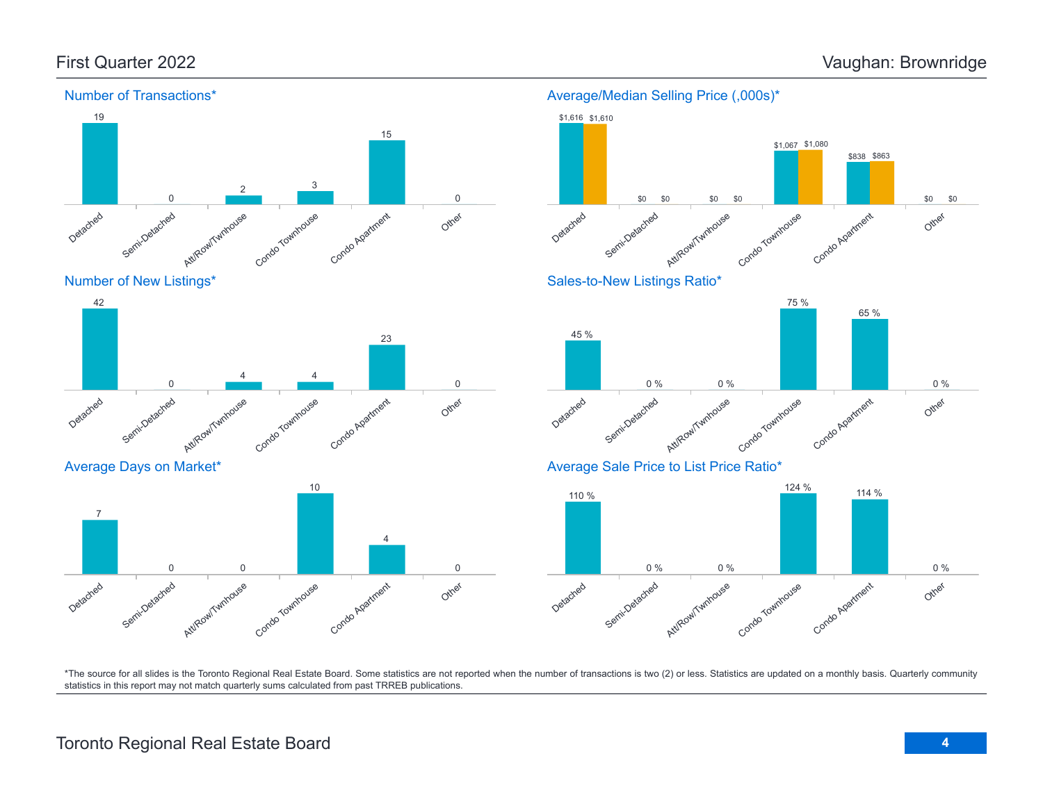## First Quarter 2022

## Vaughan: Brownridge

### Number of Transactions*

| Detached | Semi-Detached | Att/Row/Twnhouse | Condo Townhouse | Condo Apartment | Other |
|---|---|---|---|---|---|
| 19 | 0 | 2 | 3 | 15 | 0 |

### Average/Median Selling Price (,000s)*

| | Detached | Semi-Detached | Att/Row/Twnhouse | Condo Townhouse | Condo Apartment | Other |
|---|---|---|---|---|---|---|
| Average | $1,616 | $0 | $0 | $1,067 | $838 | $0 |
| Median | $1,610 | $0 | $0 | $1,080 | $863 | $0 |

### Number of New Listings*

| Detached | Semi-Detached | Att/Row/Twnhouse | Condo Townhouse | Condo Apartment | Other |
|---|---|---|---|---|---|
| 42 | 0 | 4 | 4 | 23 | 0 |

### Sales-to-New Listings Ratio*

| Detached | Semi-Detached | Att/Row/Twnhouse | Condo Townhouse | Condo Apartment | Other |
|---|---|---|---|---|---|
| 45 % | 0 % | 0 % | 75 % | 65 % | 0 % |

### Average Days on Market*

| Detached | Semi-Detached | Att/Row/Twnhouse | Condo Townhouse | Condo Apartment | Other |
|---|---|---|---|---|---|
| 7 | 0 | 0 | 10 | 4 | 0 |

### Average Sale Price to List Price Ratio*

| Detached | Semi-Detached | Att/Row/Twnhouse | Condo Townhouse | Condo Apartment | Other |
|---|---|---|---|---|---|
| 110 % | 0 % | 0 % | 124 % | 114 % | 0 % |

*The source for all slides is the Toronto Regional Real Estate Board. Some statistics are not reported when the number of transactions is two (2) or less. Statistics are updated on a monthly basis. Quarterly community statistics in this report may not match quarterly sums calculated from past TRREB publications.

Toronto Regional Real Estate Board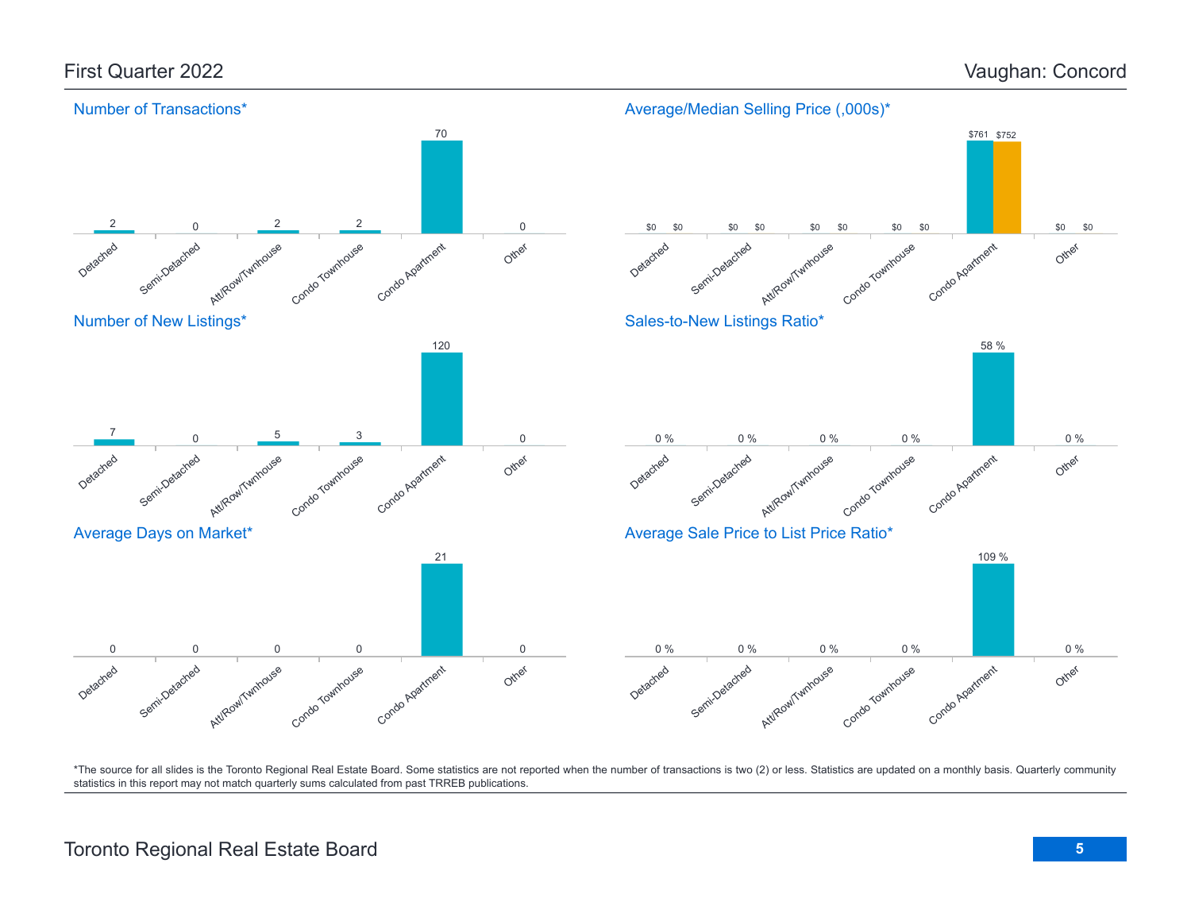## First Quarter 2022 — Vaughan: Concord

### Number of Transactions*

| Detached | Semi-Detached | Att/Row/Twnhouse | Condo Townhouse | Condo Apartment | Other |
|---|---|---|---|---|---|
| 2 | 0 | 2 | 2 | 70 | 0 |

### Average/Median Selling Price (,000s)*

| | Detached | Semi-Detached | Att/Row/Twnhouse | Condo Townhouse | Condo Apartment | Other |
|---|---|---|---|---|---|---|
| Average | $0 | $0 | $0 | $0 | $761 | $0 |
| Median | $0 | $0 | $0 | $0 | $752 | $0 |

### Number of New Listings*

| Detached | Semi-Detached | Att/Row/Twnhouse | Condo Townhouse | Condo Apartment | Other |
|---|---|---|---|---|---|
| 7 | 0 | 5 | 3 | 120 | 0 |

### Sales-to-New Listings Ratio*

| Detached | Semi-Detached | Att/Row/Twnhouse | Condo Townhouse | Condo Apartment | Other |
|---|---|---|---|---|---|
| 0 % | 0 % | 0 % | 0 % | 58 % | 0 % |

### Average Days on Market*

| Detached | Semi-Detached | Att/Row/Twnhouse | Condo Townhouse | Condo Apartment | Other |
|---|---|---|---|---|---|
| 0 | 0 | 0 | 0 | 21 | 0 |

### Average Sale Price to List Price Ratio*

| Detached | Semi-Detached | Att/Row/Twnhouse | Condo Townhouse | Condo Apartment | Other |
|---|---|---|---|---|---|
| 0 % | 0 % | 0 % | 0 % | 109 % | 0 % |

*The source for all slides is the Toronto Regional Real Estate Board. Some statistics are not reported when the number of transactions is two (2) or less. Statistics are updated on a monthly basis. Quarterly community statistics in this report may not match quarterly sums calculated from past TRREB publications.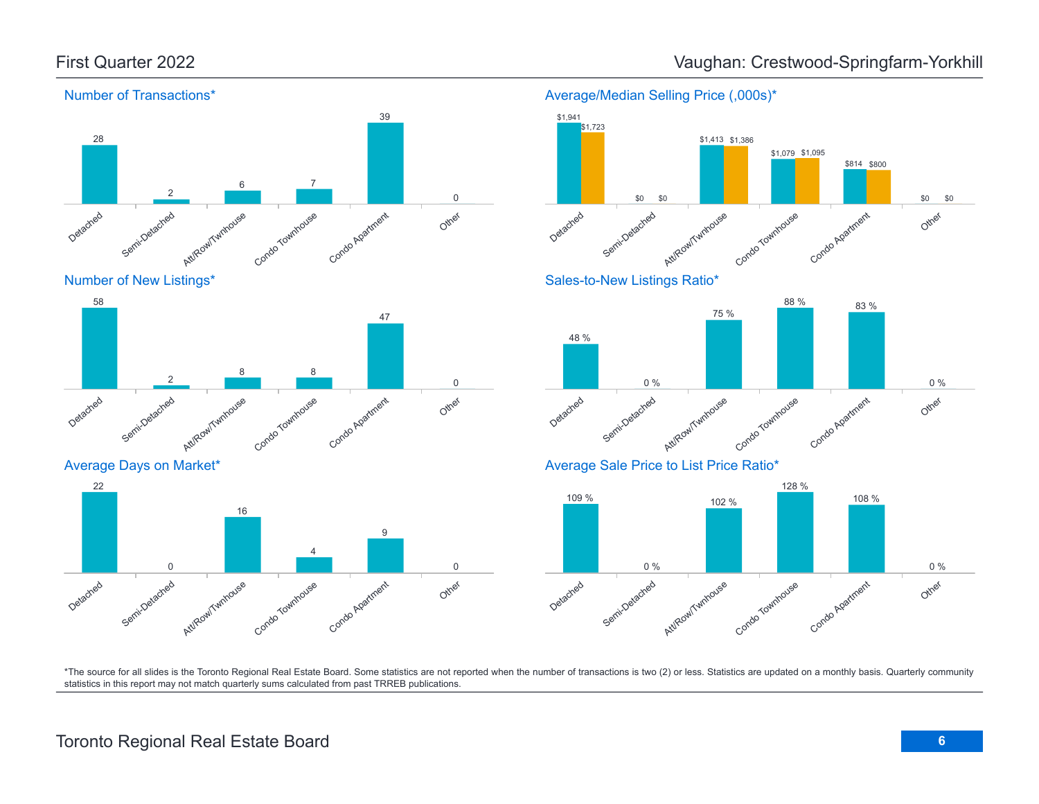First Quarter 2022

Vaughan: Crestwood-Springfarm-Yorkhill

## Number of Transactions*

| Detached | Semi-Detached | Att/Row/Twnhouse | Condo Townhouse | Condo Apartment | Other |
|---|---|---|---|---|---|
| 28 | 2 | 6 | 7 | 39 | 0 |

## Average/Median Selling Price (,000s)*

| | Detached | Semi-Detached | Att/Row/Twnhouse | Condo Townhouse | Condo Apartment | Other |
|---|---|---|---|---|---|---|
| Average | $1,941 | $0 | $1,413 | $1,079 | $814 | $0 |
| Median | $1,723 | $0 | $1,386 | $1,095 | $800 | $0 |

## Number of New Listings*

| Detached | Semi-Detached | Att/Row/Twnhouse | Condo Townhouse | Condo Apartment | Other |
|---|---|---|---|---|---|
| 58 | 2 | 8 | 8 | 47 | 0 |

## Sales-to-New Listings Ratio*

| Detached | Semi-Detached | Att/Row/Twnhouse | Condo Townhouse | Condo Apartment | Other |
|---|---|---|---|---|---|
| 48 % | 0 % | 75 % | 88 % | 83 % | 0 % |

## Average Days on Market*

| Detached | Semi-Detached | Att/Row/Twnhouse | Condo Townhouse | Condo Apartment | Other |
|---|---|---|---|---|---|
| 22 | 0 | 16 | 4 | 9 | 0 |

## Average Sale Price to List Price Ratio*

| Detached | Semi-Detached | Att/Row/Twnhouse | Condo Townhouse | Condo Apartment | Other |
|---|---|---|---|---|---|
| 109 % | 0 % | 102 % | 128 % | 108 % | 0 % |

*The source for all slides is the Toronto Regional Real Estate Board. Some statistics are not reported when the number of transactions is two (2) or less. Statistics are updated on a monthly basis. Quarterly community statistics in this report may not match quarterly sums calculated from past TRREB publications.

Toronto Regional Real Estate Board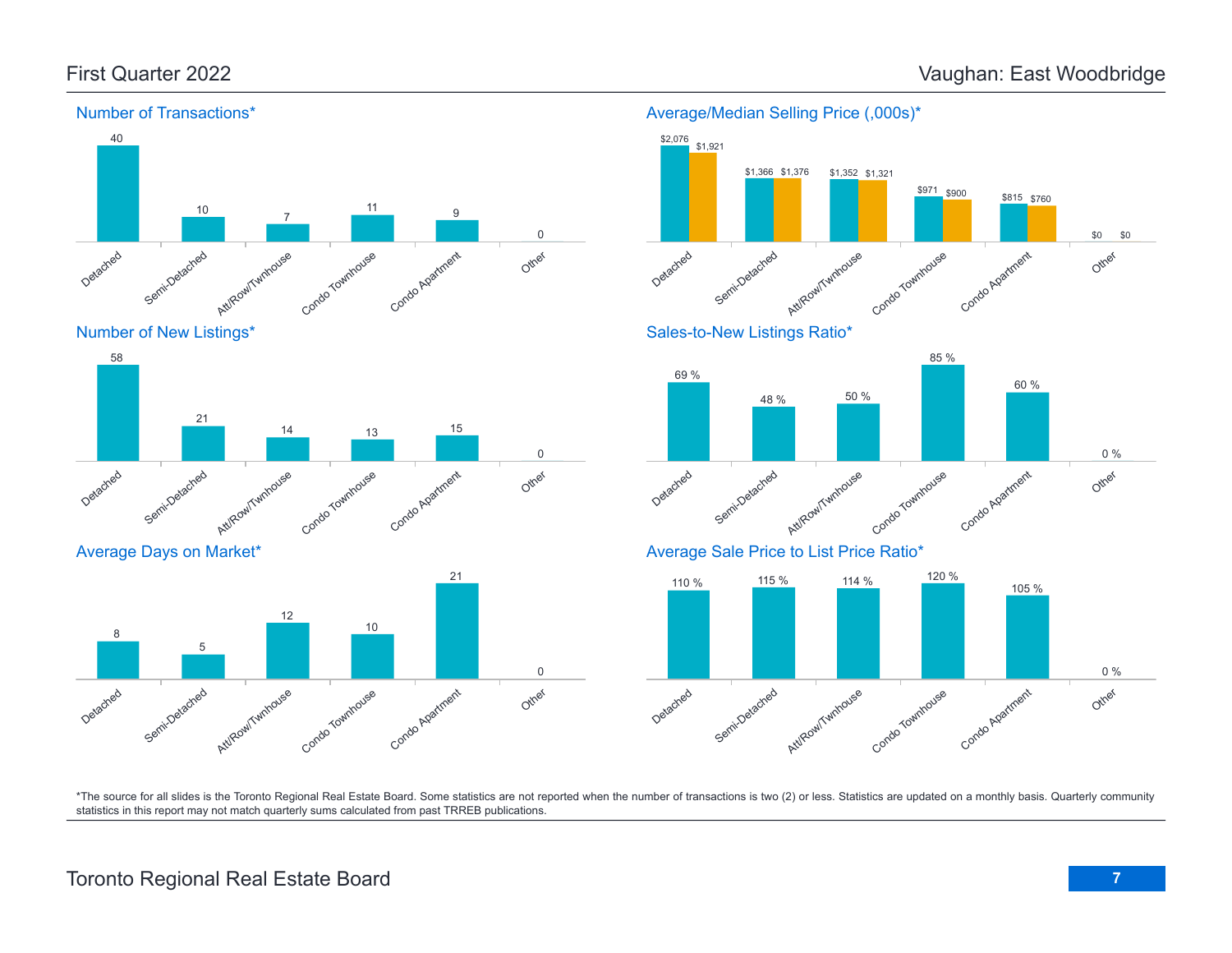First Quarter 2022

Vaughan: East Woodbridge

## Number of Transactions*

| Detached | Semi-Detached | Att/Row/Twnhouse | Condo Townhouse | Condo Apartment | Other |
|---|---|---|---|---|---|
| 40 | 10 | 7 | 11 | 9 | 0 |

## Average/Median Selling Price (,000s)*

| | Detached | Semi-Detached | Att/Row/Twnhouse | Condo Townhouse | Condo Apartment | Other |
|---|---|---|---|---|---|---|
| Average | $2,076 | $1,366 | $1,352 | $971 | $815 | $0 |
| Median | $1,921 | $1,376 | $1,321 | $900 | $760 | $0 |

## Number of New Listings*

| Detached | Semi-Detached | Att/Row/Twnhouse | Condo Townhouse | Condo Apartment | Other |
|---|---|---|---|---|---|
| 58 | 21 | 14 | 13 | 15 | 0 |

## Sales-to-New Listings Ratio*

| Detached | Semi-Detached | Att/Row/Twnhouse | Condo Townhouse | Condo Apartment | Other |
|---|---|---|---|---|---|
| 69 % | 48 % | 50 % | 85 % | 60 % | 0 % |

## Average Days on Market*

| Detached | Semi-Detached | Att/Row/Twnhouse | Condo Townhouse | Condo Apartment | Other |
|---|---|---|---|---|---|
| 8 | 5 | 12 | 10 | 21 | 0 |

## Average Sale Price to List Price Ratio*

| Detached | Semi-Detached | Att/Row/Twnhouse | Condo Townhouse | Condo Apartment | Other |
|---|---|---|---|---|---|
| 110 % | 115 % | 114 % | 120 % | 105 % | 0 % |

*The source for all slides is the Toronto Regional Real Estate Board. Some statistics are not reported when the number of transactions is two (2) or less. Statistics are updated on a monthly basis. Quarterly community statistics in this report may not match quarterly sums calculated from past TRREB publications.

Toronto Regional Real Estate Board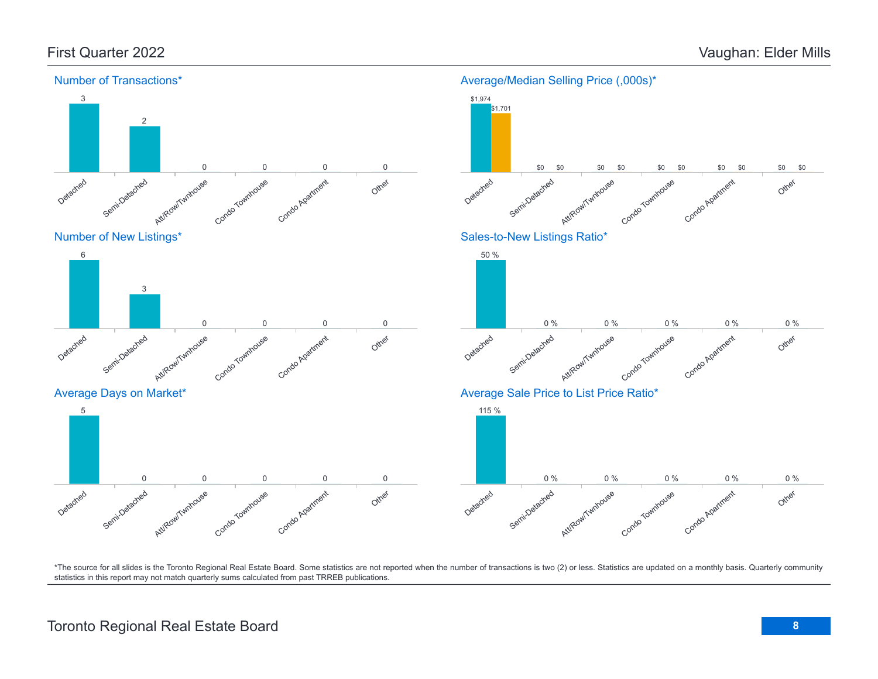## First Quarter 2022

## Vaughan: Elder Mills

### Number of Transactions*

| Detached | Semi-Detached | Att/Row/Twnhouse | Condo Townhouse | Condo Apartment | Other |
|---|---|---|---|---|---|
| 3 | 2 | 0 | 0 | 0 | 0 |

### Average/Median Selling Price (,000s)*

| | Detached | Semi-Detached | Att/Row/Twnhouse | Condo Townhouse | Condo Apartment | Other |
|---|---|---|---|---|---|---|
| Average | $1,974 | $0 | $0 | $0 | $0 | $0 |
| Median | $1,701 | $0 | $0 | $0 | $0 | $0 |

### Number of New Listings*

| Detached | Semi-Detached | Att/Row/Twnhouse | Condo Townhouse | Condo Apartment | Other |
|---|---|---|---|---|---|
| 6 | 3 | 0 | 0 | 0 | 0 |

### Sales-to-New Listings Ratio*

| Detached | Semi-Detached | Att/Row/Twnhouse | Condo Townhouse | Condo Apartment | Other |
|---|---|---|---|---|---|
| 50 % | 0 % | 0 % | 0 % | 0 % | 0 % |

### Average Days on Market*

| Detached | Semi-Detached | Att/Row/Twnhouse | Condo Townhouse | Condo Apartment | Other |
|---|---|---|---|---|---|
| 5 | 0 | 0 | 0 | 0 | 0 |

### Average Sale Price to List Price Ratio*

| Detached | Semi-Detached | Att/Row/Twnhouse | Condo Townhouse | Condo Apartment | Other |
|---|---|---|---|---|---|
| 115 % | 0 % | 0 % | 0 % | 0 % | 0 % |

*The source for all slides is the Toronto Regional Real Estate Board. Some statistics are not reported when the number of transactions is two (2) or less. Statistics are updated on a monthly basis. Quarterly community statistics in this report may not match quarterly sums calculated from past TRREB publications.

Toronto Regional Real Estate Board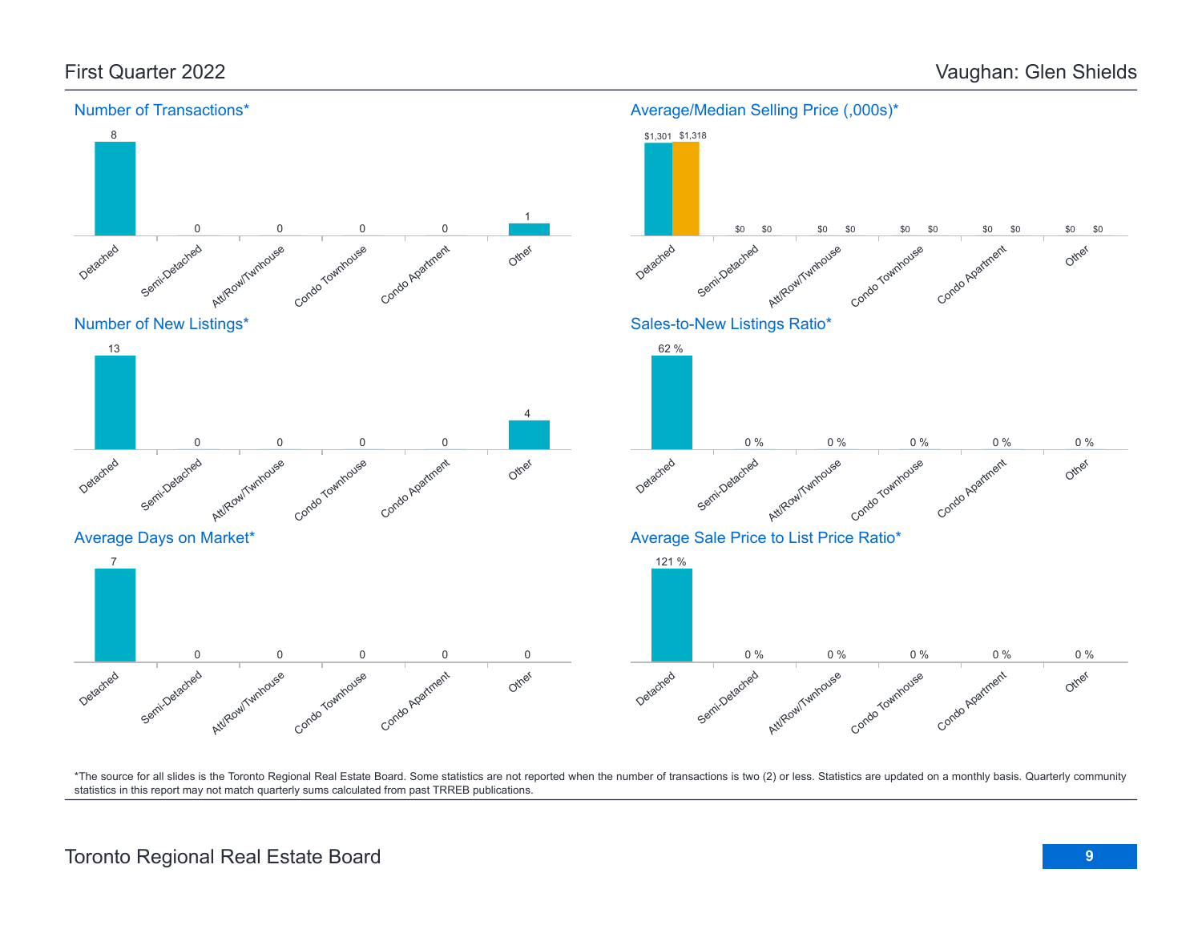## First Quarter 2022

## Vaughan: Glen Shields

### Number of Transactions*

| Detached | Semi-Detached | Att/Row/Twnhouse | Condo Townhouse | Condo Apartment | Other |
|---|---|---|---|---|---|
| 8 | 0 | 0 | 0 | 0 | 1 |

### Average/Median Selling Price (,000s)*

| | Detached | Semi-Detached | Att/Row/Twnhouse | Condo Townhouse | Condo Apartment | Other |
|---|---|---|---|---|---|---|
| Average | $1,301 | $0 | $0 | $0 | $0 | $0 |
| Median | $1,318 | $0 | $0 | $0 | $0 | $0 |

### Number of New Listings*

| Detached | Semi-Detached | Att/Row/Twnhouse | Condo Townhouse | Condo Apartment | Other |
|---|---|---|---|---|---|
| 13 | 0 | 0 | 0 | 0 | 4 |

### Sales-to-New Listings Ratio*

| Detached | Semi-Detached | Att/Row/Twnhouse | Condo Townhouse | Condo Apartment | Other |
|---|---|---|---|---|---|
| 62 % | 0 % | 0 % | 0 % | 0 % | 0 % |

### Average Days on Market*

| Detached | Semi-Detached | Att/Row/Twnhouse | Condo Townhouse | Condo Apartment | Other |
|---|---|---|---|---|---|
| 7 | 0 | 0 | 0 | 0 | 0 |

### Average Sale Price to List Price Ratio*

| Detached | Semi-Detached | Att/Row/Twnhouse | Condo Townhouse | Condo Apartment | Other |
|---|---|---|---|---|---|
| 121 % | 0 % | 0 % | 0 % | 0 % | 0 % |

*The source for all slides is the Toronto Regional Real Estate Board. Some statistics are not reported when the number of transactions is two (2) or less. Statistics are updated on a monthly basis. Quarterly community statistics in this report may not match quarterly sums calculated from past TRREB publications.

Toronto Regional Real Estate Board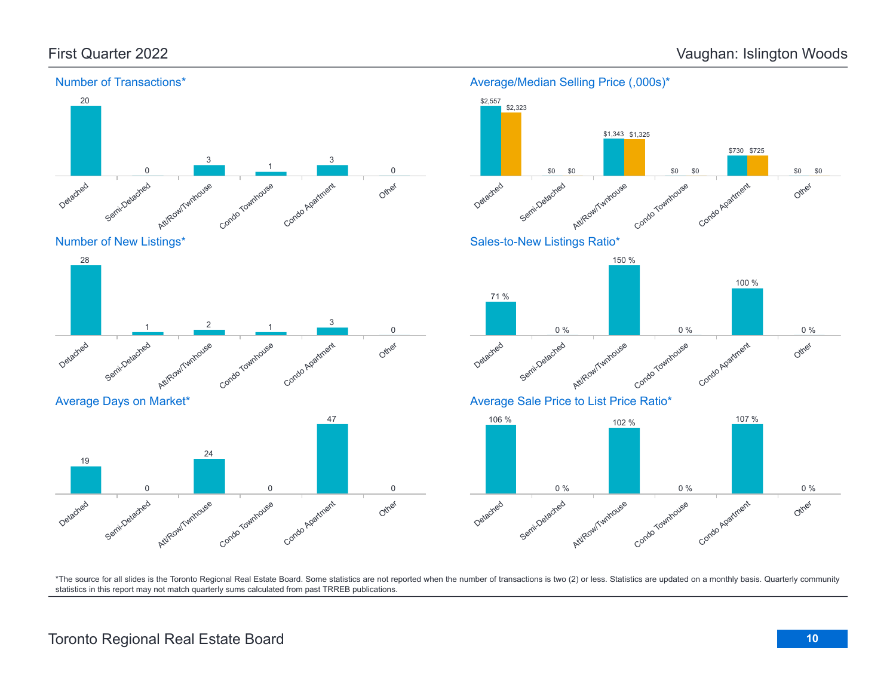First Quarter 2022

Vaughan: Islington Woods

## Number of Transactions*

| Detached | Semi-Detached | Att/Row/Twnhouse | Condo Townhouse | Condo Apartment | Other |
|---|---|---|---|---|---|
| 20 | 0 | 3 | 1 | 3 | 0 |

## Average/Median Selling Price (,000s)*

| | Detached | Semi-Detached | Att/Row/Twnhouse | Condo Townhouse | Condo Apartment | Other |
|---|---|---|---|---|---|---|
| Average | $2,557 | $0 | $1,343 | $0 | $730 | $0 |
| Median | $2,323 | $0 | $1,325 | $0 | $725 | $0 |

## Number of New Listings*

| Detached | Semi-Detached | Att/Row/Twnhouse | Condo Townhouse | Condo Apartment | Other |
|---|---|---|---|---|---|
| 28 | 1 | 2 | 1 | 3 | 0 |

## Sales-to-New Listings Ratio*

| Detached | Semi-Detached | Att/Row/Twnhouse | Condo Townhouse | Condo Apartment | Other |
|---|---|---|---|---|---|
| 71 % | 0 % | 150 % | 0 % | 100 % | 0 % |

## Average Days on Market*

| Detached | Semi-Detached | Att/Row/Twnhouse | Condo Townhouse | Condo Apartment | Other |
|---|---|---|---|---|---|
| 19 | 0 | 24 | 0 | 47 | 0 |

## Average Sale Price to List Price Ratio*

| Detached | Semi-Detached | Att/Row/Twnhouse | Condo Townhouse | Condo Apartment | Other |
|---|---|---|---|---|---|
| 106 % | 0 % | 102 % | 0 % | 107 % | 0 % |

*The source for all slides is the Toronto Regional Real Estate Board. Some statistics are not reported when the number of transactions is two (2) or less. Statistics are updated on a monthly basis. Quarterly community statistics in this report may not match quarterly sums calculated from past TRREB publications.

Toronto Regional Real Estate Board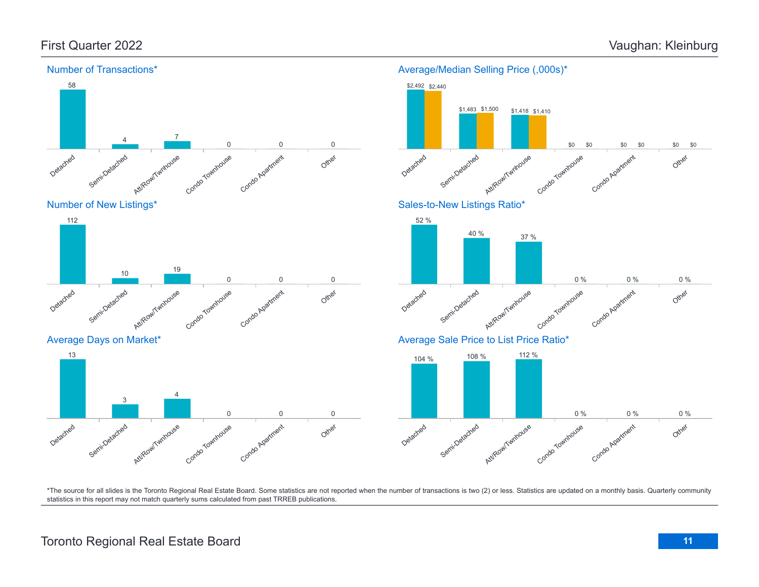## First Quarter 2022 — Vaughan: Kleinburg

### Number of Transactions*

| Detached | Semi-Detached | Att/Row/Twnhouse | Condo Townhouse | Condo Apartment | Other |
|---|---|---|---|---|---|
| 58 | 4 | 7 | 0 | 0 | 0 |

### Average/Median Selling Price (,000s)*

| | Detached | Semi-Detached | Att/Row/Twnhouse | Condo Townhouse | Condo Apartment | Other |
|---|---|---|---|---|---|---|
| Average | $2,492 | $1,483 | $1,418 | $0 | $0 | $0 |
| Median | $2,440 | $1,500 | $1,410 | $0 | $0 | $0 |

### Number of New Listings*

| Detached | Semi-Detached | Att/Row/Twnhouse | Condo Townhouse | Condo Apartment | Other |
|---|---|---|---|---|---|
| 112 | 10 | 19 | 0 | 0 | 0 |

### Sales-to-New Listings Ratio*

| Detached | Semi-Detached | Att/Row/Twnhouse | Condo Townhouse | Condo Apartment | Other |
|---|---|---|---|---|---|
| 52 % | 40 % | 37 % | 0 % | 0 % | 0 % |

### Average Days on Market*

| Detached | Semi-Detached | Att/Row/Twnhouse | Condo Townhouse | Condo Apartment | Other |
|---|---|---|---|---|---|
| 13 | 3 | 4 | 0 | 0 | 0 |

### Average Sale Price to List Price Ratio*

| Detached | Semi-Detached | Att/Row/Twnhouse | Condo Townhouse | Condo Apartment | Other |
|---|---|---|---|---|---|
| 104 % | 108 % | 112 % | 0 % | 0 % | 0 % |

*The source for all slides is the Toronto Regional Real Estate Board. Some statistics are not reported when the number of transactions is two (2) or less. Statistics are updated on a monthly basis. Quarterly community statistics in this report may not match quarterly sums calculated from past TRREB publications.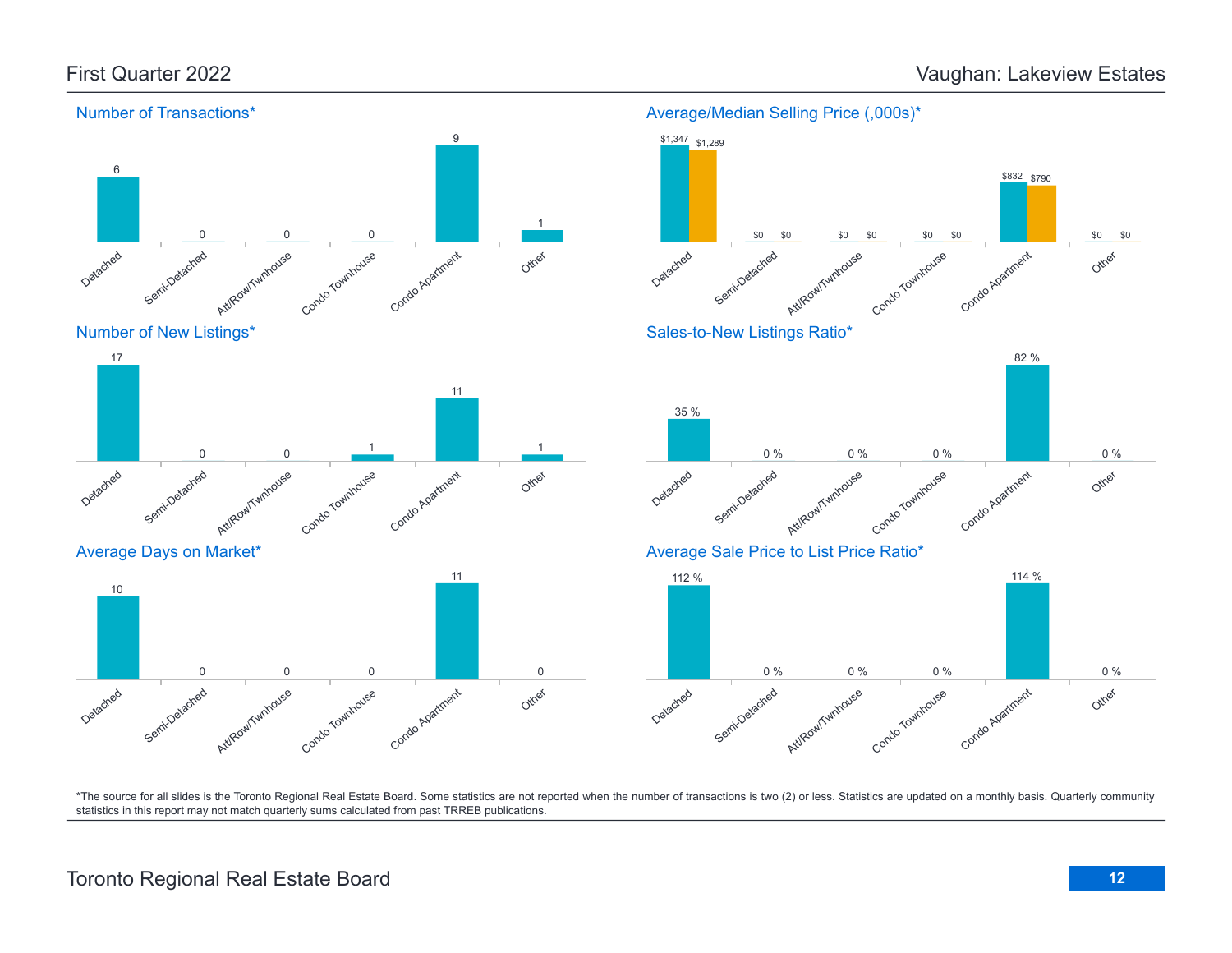# Vaughan: Lakeview Estates

First Quarter 2022

## Number of Transactions*

| Detached | Semi-Detached | Att/Row/Twnhouse | Condo Townhouse | Condo Apartment | Other |
|---|---|---|---|---|---|
| 6 | 0 | 0 | 0 | 9 | 1 |

## Average/Median Selling Price (,000s)*

| | Detached | Semi-Detached | Att/Row/Twnhouse | Condo Townhouse | Condo Apartment | Other |
|---|---|---|---|---|---|---|
| Average | $1,347 | $0 | $0 | $0 | $832 | $0 |
| Median | $1,289 | $0 | $0 | $0 | $790 | $0 |

## Number of New Listings*

| Detached | Semi-Detached | Att/Row/Twnhouse | Condo Townhouse | Condo Apartment | Other |
|---|---|---|---|---|---|
| 17 | 0 | 0 | 1 | 11 | 1 |

## Sales-to-New Listings Ratio*

| Detached | Semi-Detached | Att/Row/Twnhouse | Condo Townhouse | Condo Apartment | Other |
|---|---|---|---|---|---|
| 35 % | 0 % | 0 % | 0 % | 82 % | 0 % |

## Average Days on Market*

| Detached | Semi-Detached | Att/Row/Twnhouse | Condo Townhouse | Condo Apartment | Other |
|---|---|---|---|---|---|
| 10 | 0 | 0 | 0 | 11 | 0 |

## Average Sale Price to List Price Ratio*

| Detached | Semi-Detached | Att/Row/Twnhouse | Condo Townhouse | Condo Apartment | Other |
|---|---|---|---|---|---|
| 112 % | 0 % | 0 % | 0 % | 114 % | 0 % |

*The source for all slides is the Toronto Regional Real Estate Board. Some statistics are not reported when the number of transactions is two (2) or less. Statistics are updated on a monthly basis. Quarterly community statistics in this report may not match quarterly sums calculated from past TRREB publications.

Toronto Regional Real Estate Board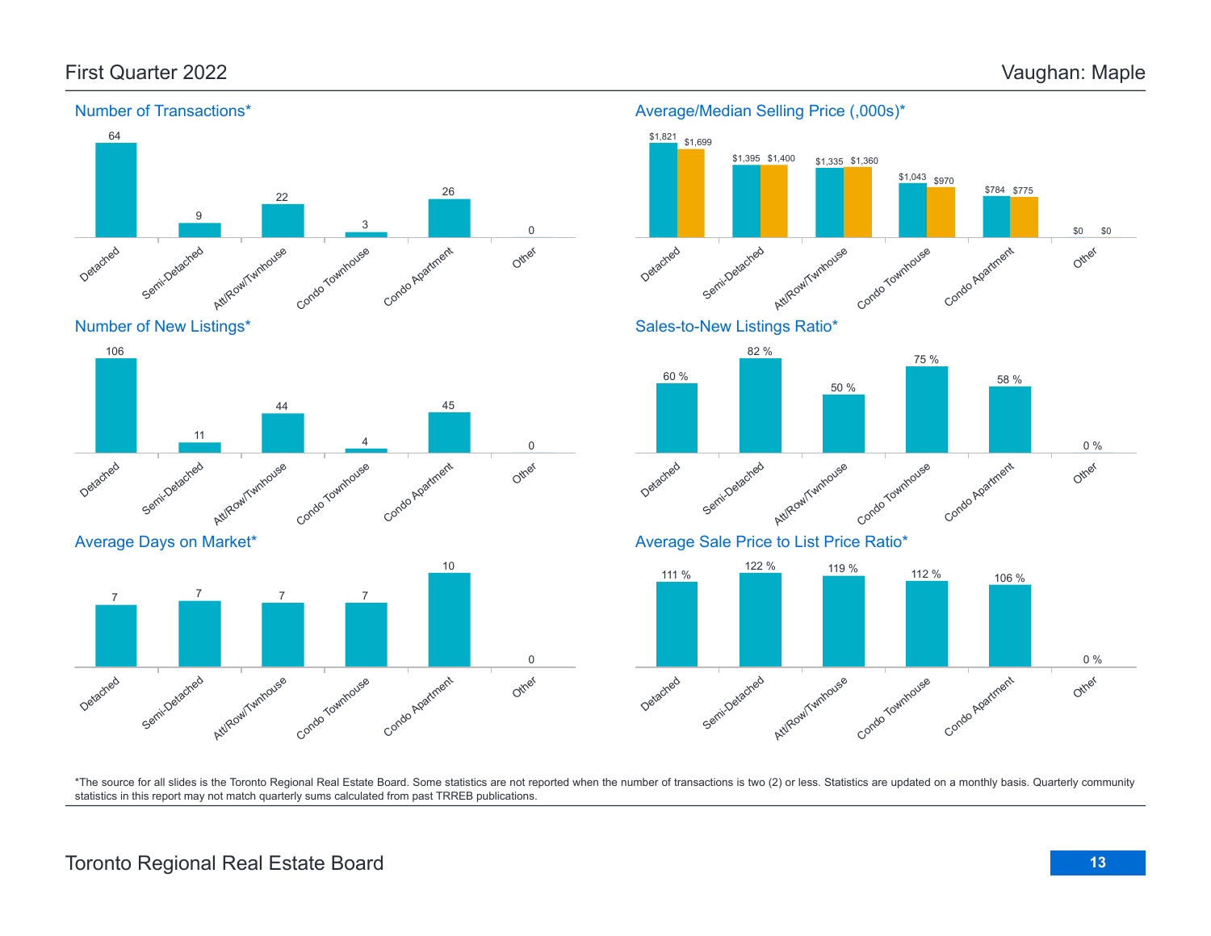# First Quarter 2022 — Vaughan: Maple

## Number of Transactions*

| Detached | Semi-Detached | Att/Row/Twnhouse | Condo Townhouse | Condo Apartment | Other |
|---|---|---|---|---|---|
| 64 | 9 | 22 | 3 | 26 | 0 |

## Average/Median Selling Price (,000s)*

| | Detached | Semi-Detached | Att/Row/Twnhouse | Condo Townhouse | Condo Apartment | Other |
|---|---|---|---|---|---|---|
| Average | $1,821 | $1,395 | $1,335 | $1,043 | $784 | $0 |
| Median | $1,699 | $1,400 | $1,360 | $970 | $775 | $0 |

## Number of New Listings*

| Detached | Semi-Detached | Att/Row/Twnhouse | Condo Townhouse | Condo Apartment | Other |
|---|---|---|---|---|---|
| 106 | 11 | 44 | 4 | 45 | 0 |

## Sales-to-New Listings Ratio*

| Detached | Semi-Detached | Att/Row/Twnhouse | Condo Townhouse | Condo Apartment | Other |
|---|---|---|---|---|---|
| 60 % | 82 % | 50 % | 75 % | 58 % | 0 % |

## Average Days on Market*

| Detached | Semi-Detached | Att/Row/Twnhouse | Condo Townhouse | Condo Apartment | Other |
|---|---|---|---|---|---|
| 7 | 7 | 7 | 7 | 10 | 0 |

## Average Sale Price to List Price Ratio*

| Detached | Semi-Detached | Att/Row/Twnhouse | Condo Townhouse | Condo Apartment | Other |
|---|---|---|---|---|---|
| 111 % | 122 % | 119 % | 112 % | 106 % | 0 % |

*The source for all slides is the Toronto Regional Real Estate Board. Some statistics are not reported when the number of transactions is two (2) or less. Statistics are updated on a monthly basis. Quarterly community statistics in this report may not match quarterly sums calculated from past TRREB publications.

Toronto Regional Real Estate Board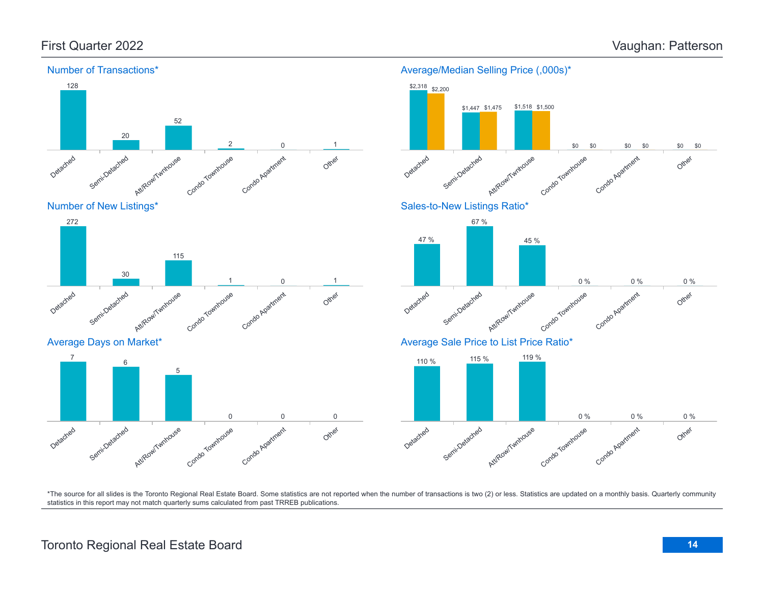# First Quarter 2022 — Vaughan: Patterson

## Number of Transactions*

| Detached | Semi-Detached | Att/Row/Twnhouse | Condo Townhouse | Condo Apartment | Other |
|---|---|---|---|---|---|
| 128 | 20 | 52 | 2 | 0 | 1 |

## Average/Median Selling Price (,000s)*

| | Detached | Semi-Detached | Att/Row/Twnhouse | Condo Townhouse | Condo Apartment | Other |
|---|---|---|---|---|---|---|
| Average | $2,318 | $1,447 | $1,518 | $0 | $0 | $0 |
| Median | $2,200 | $1,475 | $1,500 | $0 | $0 | $0 |

## Number of New Listings*

| Detached | Semi-Detached | Att/Row/Twnhouse | Condo Townhouse | Condo Apartment | Other |
|---|---|---|---|---|---|
| 272 | 30 | 115 | 1 | 0 | 1 |

## Sales-to-New Listings Ratio*

| Detached | Semi-Detached | Att/Row/Twnhouse | Condo Townhouse | Condo Apartment | Other |
|---|---|---|---|---|---|
| 47 % | 67 % | 45 % | 0 % | 0 % | 0 % |

## Average Days on Market*

| Detached | Semi-Detached | Att/Row/Twnhouse | Condo Townhouse | Condo Apartment | Other |
|---|---|---|---|---|---|
| 7 | 6 | 5 | 0 | 0 | 0 |

## Average Sale Price to List Price Ratio*

| Detached | Semi-Detached | Att/Row/Twnhouse | Condo Townhouse | Condo Apartment | Other |
|---|---|---|---|---|---|
| 110 % | 115 % | 119 % | 0 % | 0 % | 0 % |

*The source for all slides is the Toronto Regional Real Estate Board. Some statistics are not reported when the number of transactions is two (2) or less. Statistics are updated on a monthly basis. Quarterly community statistics in this report may not match quarterly sums calculated from past TRREB publications.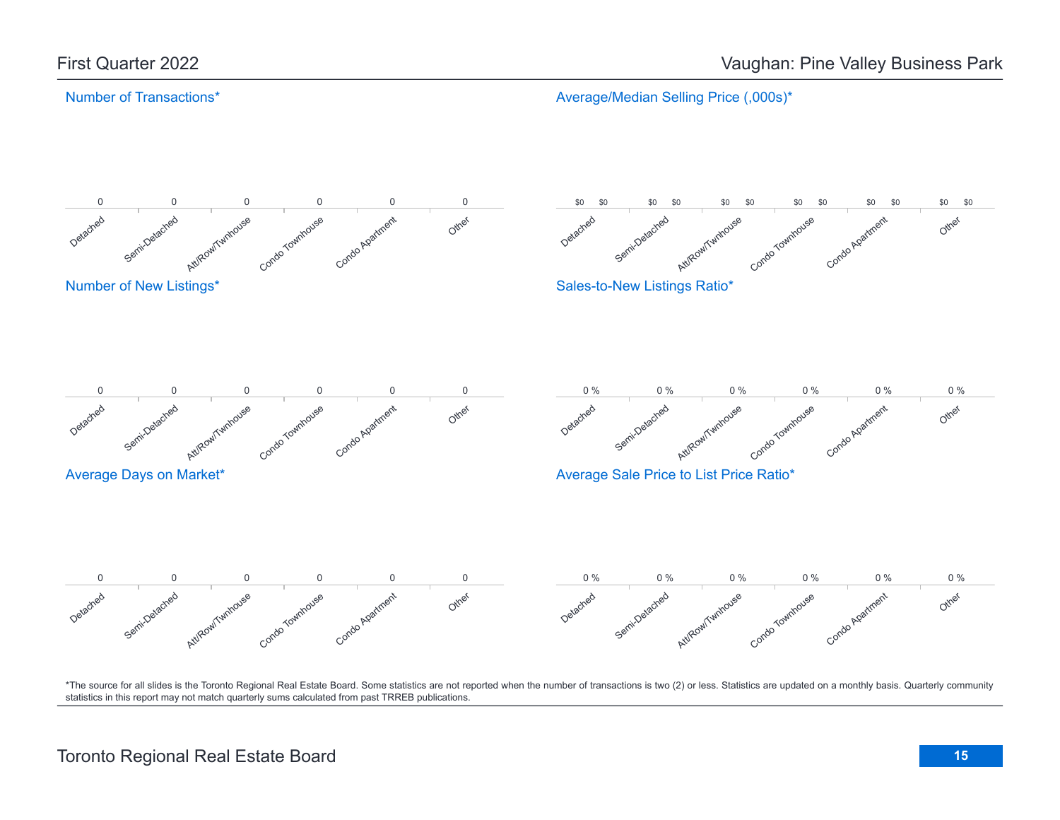# First Quarter 2022

# Vaughan: Pine Valley Business Park

## Number of Transactions*

| Detached | Semi-Detached | Att/Row/Twnhouse | Condo Townhouse | Condo Apartment | Other |
|---|---|---|---|---|---|
| 0 | 0 | 0 | 0 | 0 | 0 |

## Average/Median Selling Price (,000s)*

| | Detached | Semi-Detached | Att/Row/Twnhouse | Condo Townhouse | Condo Apartment | Other |
|---|---|---|---|---|---|---|
| Average | $0 | $0 | $0 | $0 | $0 | $0 |
| Median | $0 | $0 | $0 | $0 | $0 | $0 |

## Number of New Listings*

| Detached | Semi-Detached | Att/Row/Twnhouse | Condo Townhouse | Condo Apartment | Other |
|---|---|---|---|---|---|
| 0 | 0 | 0 | 0 | 0 | 0 |

## Sales-to-New Listings Ratio*

| Detached | Semi-Detached | Att/Row/Twnhouse | Condo Townhouse | Condo Apartment | Other |
|---|---|---|---|---|---|
| 0 % | 0 % | 0 % | 0 % | 0 % | 0 % |

## Average Days on Market*

| Detached | Semi-Detached | Att/Row/Twnhouse | Condo Townhouse | Condo Apartment | Other |
|---|---|---|---|---|---|
| 0 | 0 | 0 | 0 | 0 | 0 |

## Average Sale Price to List Price Ratio*

| Detached | Semi-Detached | Att/Row/Twnhouse | Condo Townhouse | Condo Apartment | Other |
|---|---|---|---|---|---|
| 0 % | 0 % | 0 % | 0 % | 0 % | 0 % |

*The source for all slides is the Toronto Regional Real Estate Board. Some statistics are not reported when the number of transactions is two (2) or less. Statistics are updated on a monthly basis. Quarterly community statistics in this report may not match quarterly sums calculated from past TRREB publications.

Toronto Regional Real Estate Board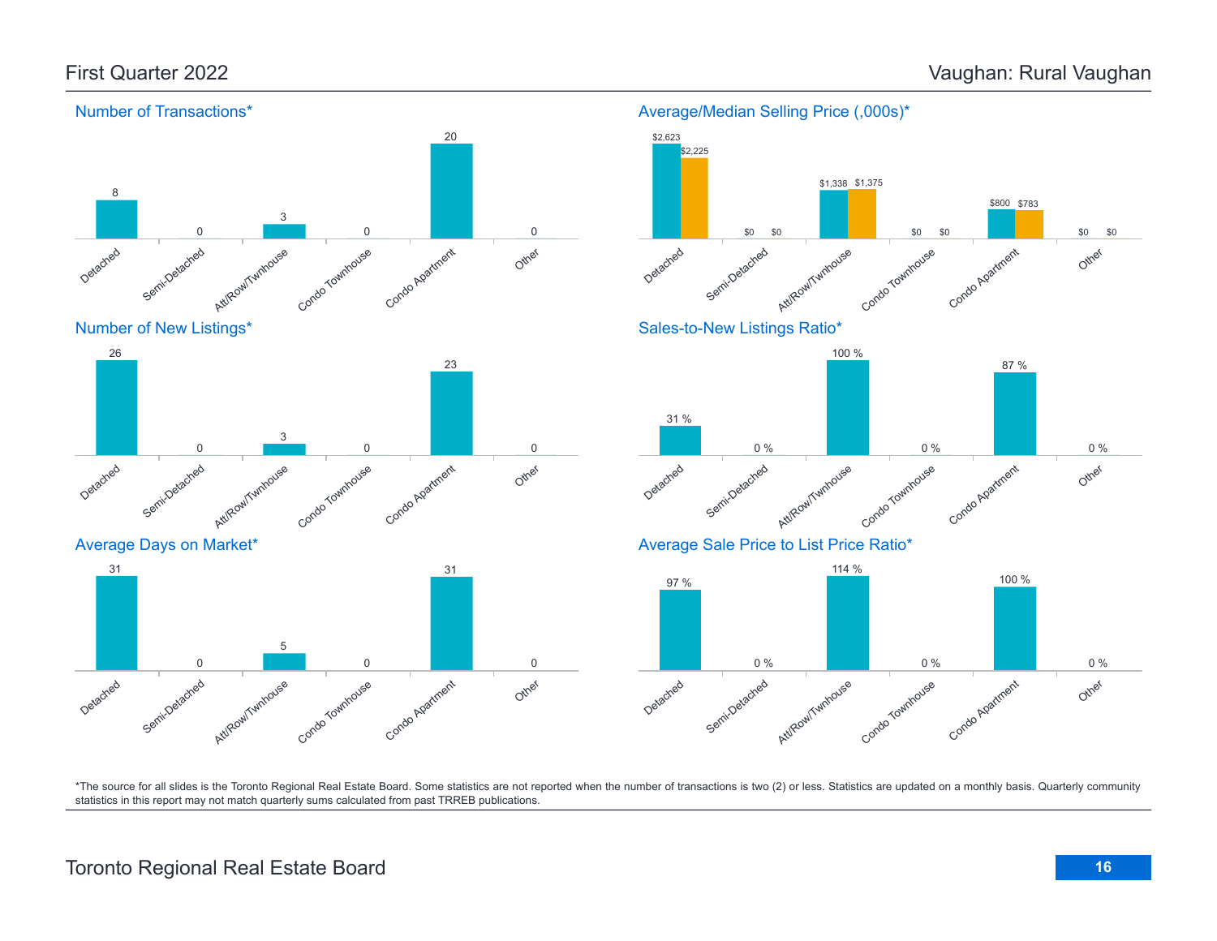# First Quarter 2022

# Vaughan: Rural Vaughan

## Number of Transactions*

| Detached | Semi-Detached | Att/Row/Twnhouse | Condo Townhouse | Condo Apartment | Other |
|---|---|---|---|---|---|
| 8 | 0 | 3 | 0 | 20 | 0 |

## Average/Median Selling Price (,000s)*

| | Detached | Semi-Detached | Att/Row/Twnhouse | Condo Townhouse | Condo Apartment | Other |
|---|---|---|---|---|---|---|
| Average | $2,623 | $0 | $1,338 | $0 | $800 | $0 |
| Median | $2,225 | $0 | $1,375 | $0 | $783 | $0 |

## Number of New Listings*

| Detached | Semi-Detached | Att/Row/Twnhouse | Condo Townhouse | Condo Apartment | Other |
|---|---|---|---|---|---|
| 26 | 0 | 3 | 0 | 23 | 0 |

## Sales-to-New Listings Ratio*

| Detached | Semi-Detached | Att/Row/Twnhouse | Condo Townhouse | Condo Apartment | Other |
|---|---|---|---|---|---|
| 31 % | 0 % | 100 % | 0 % | 87 % | 0 % |

## Average Days on Market*

| Detached | Semi-Detached | Att/Row/Twnhouse | Condo Townhouse | Condo Apartment | Other |
|---|---|---|---|---|---|
| 31 | 0 | 5 | 0 | 31 | 0 |

## Average Sale Price to List Price Ratio*

| Detached | Semi-Detached | Att/Row/Twnhouse | Condo Townhouse | Condo Apartment | Other |
|---|---|---|---|---|---|
| 97 % | 0 % | 114 % | 0 % | 100 % | 0 % |

*The source for all slides is the Toronto Regional Real Estate Board. Some statistics are not reported when the number of transactions is two (2) or less. Statistics are updated on a monthly basis. Quarterly community statistics in this report may not match quarterly sums calculated from past TRREB publications.

Toronto Regional Real Estate Board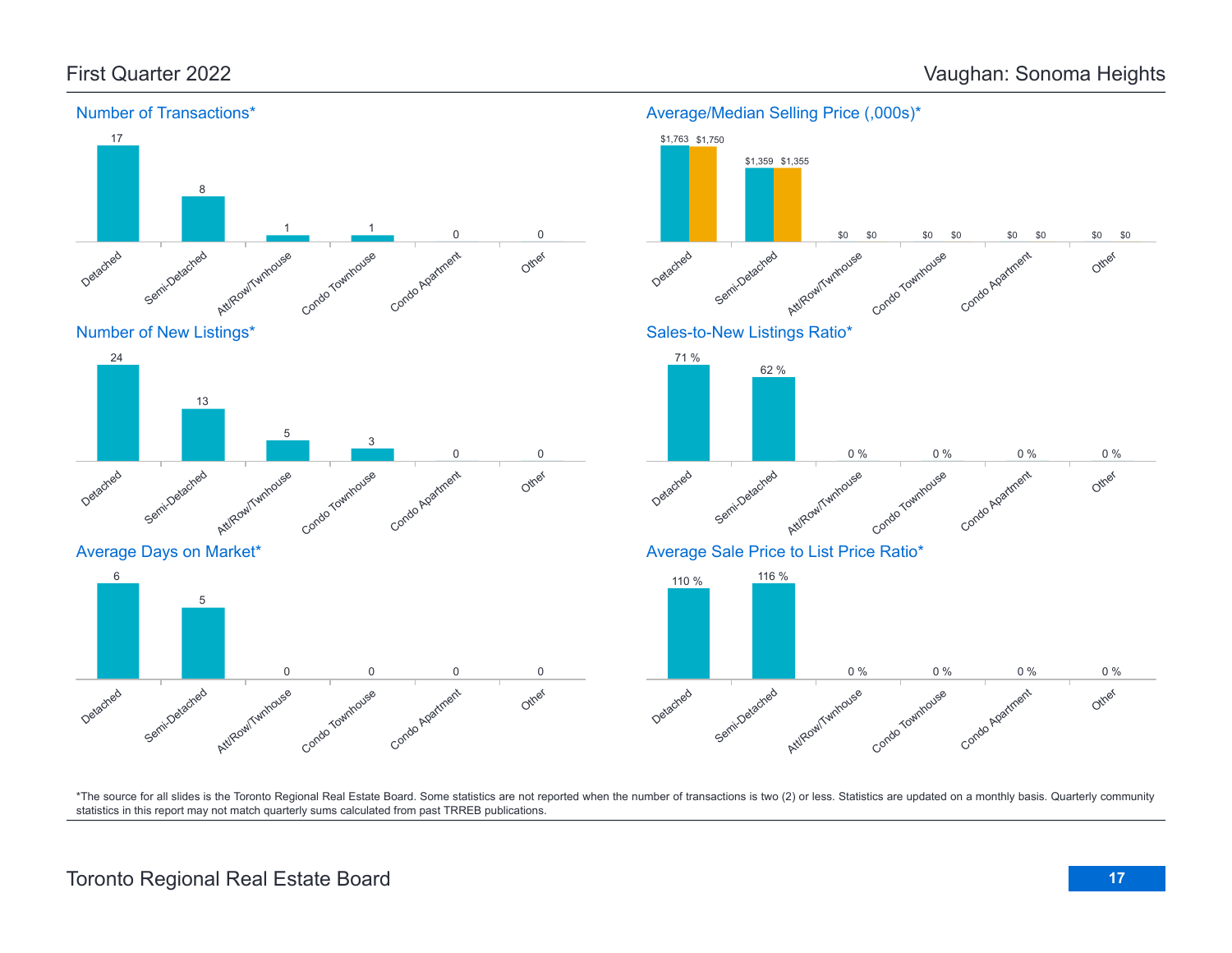# First Quarter 2022 — Vaughan: Sonoma Heights

## Number of Transactions*

| Detached | Semi-Detached | Att/Row/Twnhouse | Condo Townhouse | Condo Apartment | Other |
|---|---|---|---|---|---|
| 17 | 8 | 1 | 1 | 0 | 0 |

## Average/Median Selling Price (,000s)*

| | Detached | Semi-Detached | Att/Row/Twnhouse | Condo Townhouse | Condo Apartment | Other |
|---|---|---|---|---|---|---|
| Average | $1,763 | $1,359 | $0 | $0 | $0 | $0 |
| Median | $1,750 | $1,355 | $0 | $0 | $0 | $0 |

## Number of New Listings*

| Detached | Semi-Detached | Att/Row/Twnhouse | Condo Townhouse | Condo Apartment | Other |
|---|---|---|---|---|---|
| 24 | 13 | 5 | 3 | 0 | 0 |

## Sales-to-New Listings Ratio*

| Detached | Semi-Detached | Att/Row/Twnhouse | Condo Townhouse | Condo Apartment | Other |
|---|---|---|---|---|---|
| 71 % | 62 % | 0 % | 0 % | 0 % | 0 % |

## Average Days on Market*

| Detached | Semi-Detached | Att/Row/Twnhouse | Condo Townhouse | Condo Apartment | Other |
|---|---|---|---|---|---|
| 6 | 5 | 0 | 0 | 0 | 0 |

## Average Sale Price to List Price Ratio*

| Detached | Semi-Detached | Att/Row/Twnhouse | Condo Townhouse | Condo Apartment | Other |
|---|---|---|---|---|---|
| 110 % | 116 % | 0 % | 0 % | 0 % | 0 % |

*The source for all slides is the Toronto Regional Real Estate Board. Some statistics are not reported when the number of transactions is two (2) or less. Statistics are updated on a monthly basis. Quarterly community statistics in this report may not match quarterly sums calculated from past TRREB publications.

Toronto Regional Real Estate Board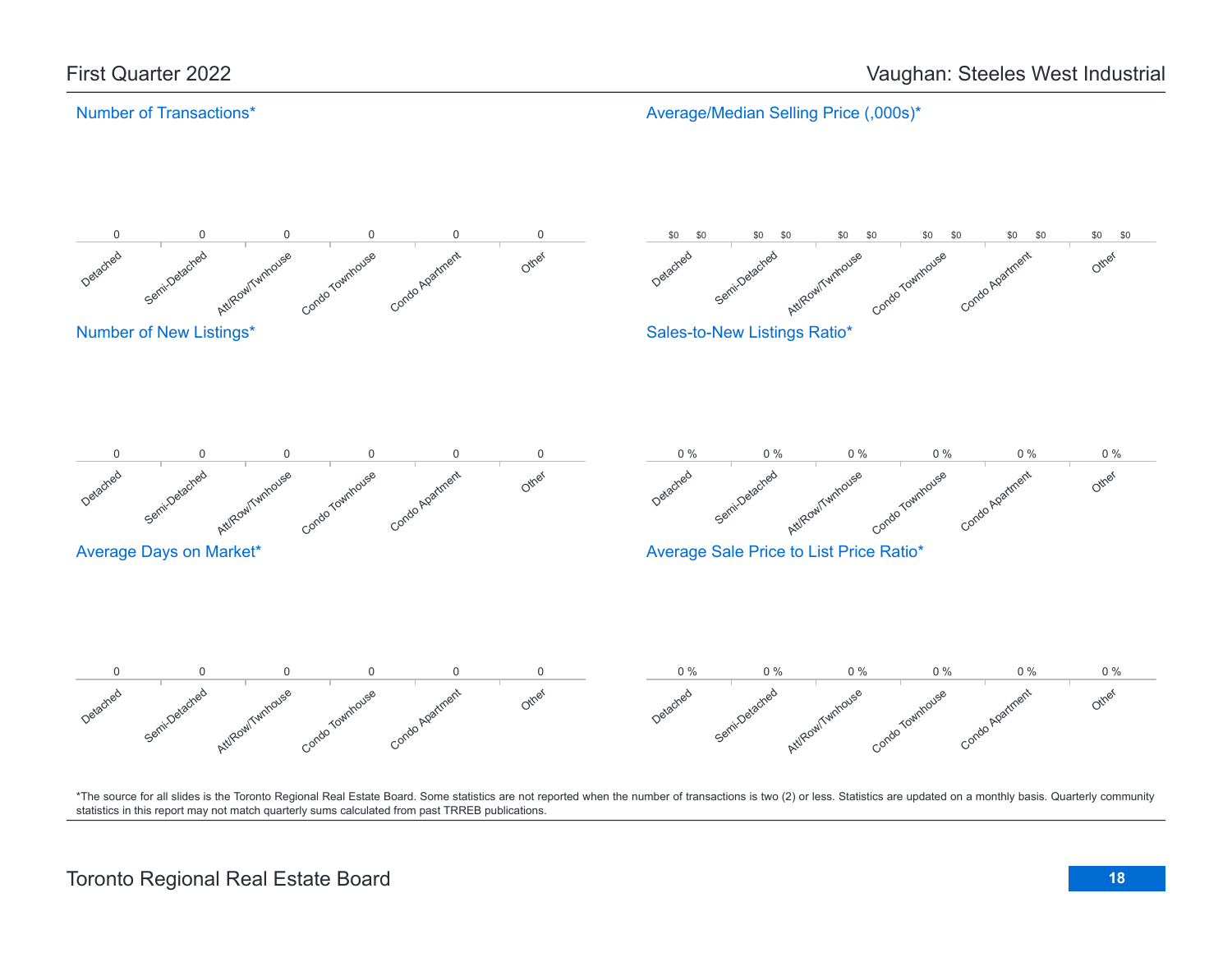# First Quarter 2022

# Vaughan: Steeles West Industrial

## Number of Transactions*

| Detached | Semi-Detached | Att/Row/Twnhouse | Condo Townhouse | Condo Apartment | Other |
|---|---|---|---|---|---|
| 0 | 0 | 0 | 0 | 0 | 0 |

## Average/Median Selling Price (,000s)*

| | Detached | Semi-Detached | Att/Row/Twnhouse | Condo Townhouse | Condo Apartment | Other |
|---|---|---|---|---|---|---|
| Average | $0 | $0 | $0 | $0 | $0 | $0 |
| Median | $0 | $0 | $0 | $0 | $0 | $0 |

## Number of New Listings*

| Detached | Semi-Detached | Att/Row/Twnhouse | Condo Townhouse | Condo Apartment | Other |
|---|---|---|---|---|---|
| 0 | 0 | 0 | 0 | 0 | 0 |

## Sales-to-New Listings Ratio*

| Detached | Semi-Detached | Att/Row/Twnhouse | Condo Townhouse | Condo Apartment | Other |
|---|---|---|---|---|---|
| 0 % | 0 % | 0 % | 0 % | 0 % | 0 % |

## Average Days on Market*

| Detached | Semi-Detached | Att/Row/Twnhouse | Condo Townhouse | Condo Apartment | Other |
|---|---|---|---|---|---|
| 0 | 0 | 0 | 0 | 0 | 0 |

## Average Sale Price to List Price Ratio*

| Detached | Semi-Detached | Att/Row/Twnhouse | Condo Townhouse | Condo Apartment | Other |
|---|---|---|---|---|---|
| 0 % | 0 % | 0 % | 0 % | 0 % | 0 % |

*The source for all slides is the Toronto Regional Real Estate Board. Some statistics are not reported when the number of transactions is two (2) or less. Statistics are updated on a monthly basis. Quarterly community statistics in this report may not match quarterly sums calculated from past TRREB publications.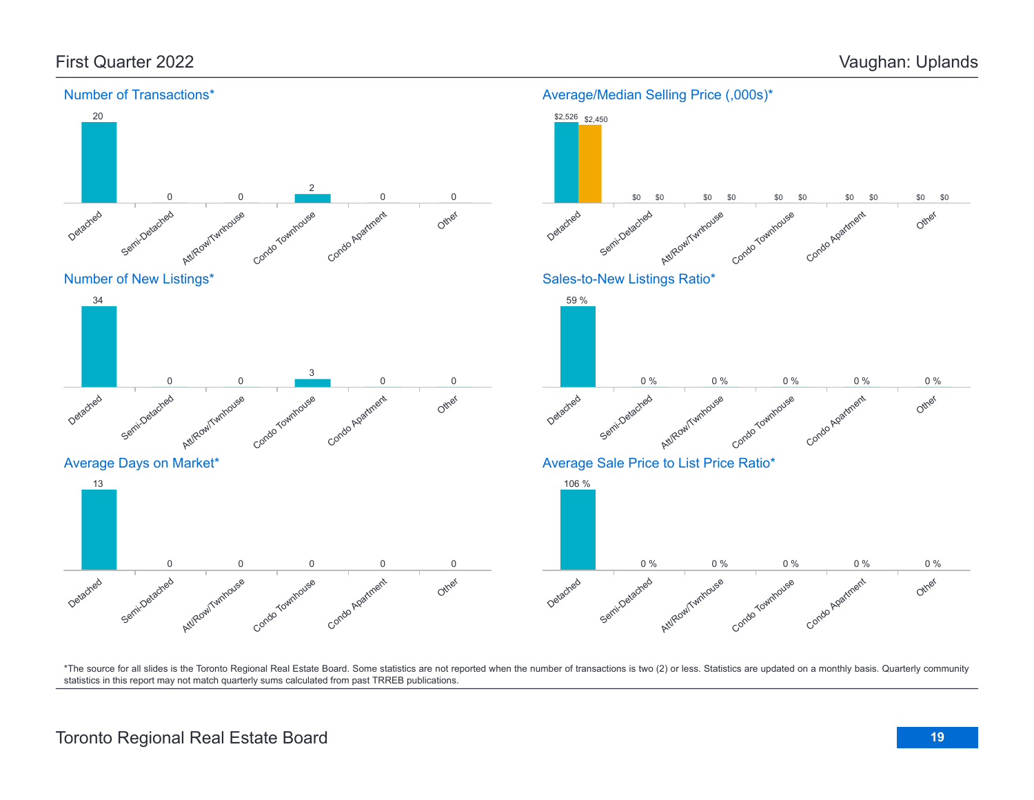## First Quarter 2022

## Vaughan: Uplands

### Number of Transactions*

| Detached | Semi-Detached | Att/Row/Twnhouse | Condo Townhouse | Condo Apartment | Other |
|---|---|---|---|---|---|
| 20 | 0 | 0 | 2 | 0 | 0 |

### Average/Median Selling Price (,000s)*

| | Detached | Semi-Detached | Att/Row/Twnhouse | Condo Townhouse | Condo Apartment | Other |
|---|---|---|---|---|---|---|
| Average | $2,526 | $0 | $0 | $0 | $0 | $0 |
| Median | $2,450 | $0 | $0 | $0 | $0 | $0 |

### Number of New Listings*

| Detached | Semi-Detached | Att/Row/Twnhouse | Condo Townhouse | Condo Apartment | Other |
|---|---|---|---|---|---|
| 34 | 0 | 0 | 3 | 0 | 0 |

### Sales-to-New Listings Ratio*

| Detached | Semi-Detached | Att/Row/Twnhouse | Condo Townhouse | Condo Apartment | Other |
|---|---|---|---|---|---|
| 59 % | 0 % | 0 % | 0 % | 0 % | 0 % |

### Average Days on Market*

| Detached | Semi-Detached | Att/Row/Twnhouse | Condo Townhouse | Condo Apartment | Other |
|---|---|---|---|---|---|
| 13 | 0 | 0 | 0 | 0 | 0 |

### Average Sale Price to List Price Ratio*

| Detached | Semi-Detached | Att/Row/Twnhouse | Condo Townhouse | Condo Apartment | Other |
|---|---|---|---|---|---|
| 106 % | 0 % | 0 % | 0 % | 0 % | 0 % |

*The source for all slides is the Toronto Regional Real Estate Board. Some statistics are not reported when the number of transactions is two (2) or less. Statistics are updated on a monthly basis. Quarterly community statistics in this report may not match quarterly sums calculated from past TRREB publications.

Toronto Regional Real Estate Board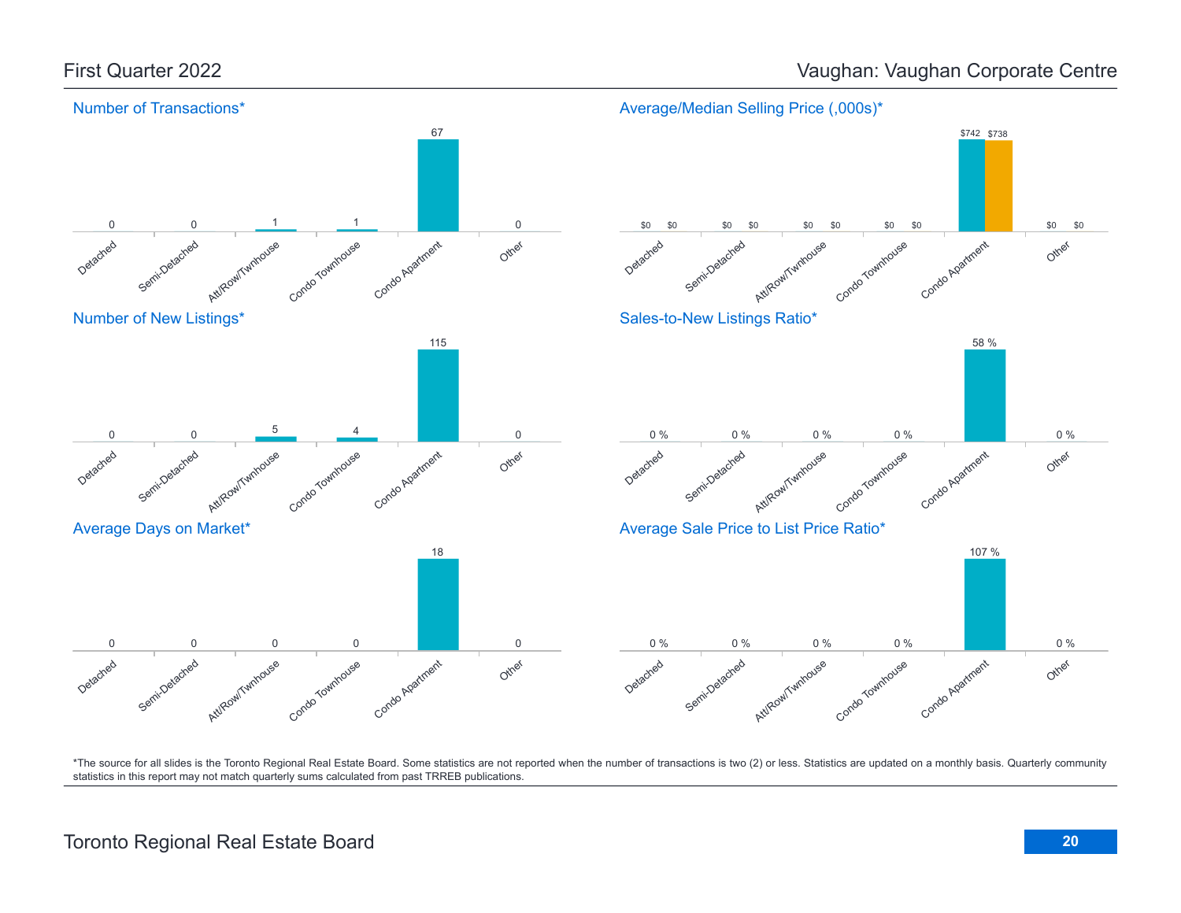## First Quarter 2022

## Vaughan: Vaughan Corporate Centre

### Number of Transactions*

| Detached | Semi-Detached | Att/Row/Twnhouse | Condo Townhouse | Condo Apartment | Other |
|---|---|---|---|---|---|
| 0 | 0 | 1 | 1 | 67 | 0 |

### Average/Median Selling Price (,000s)*

| | Detached | Semi-Detached | Att/Row/Twnhouse | Condo Townhouse | Condo Apartment | Other |
|---|---|---|---|---|---|---|
| Average | $0 | $0 | $0 | $0 | $742 | $0 |
| Median | $0 | $0 | $0 | $0 | $738 | $0 |

### Number of New Listings*

| Detached | Semi-Detached | Att/Row/Twnhouse | Condo Townhouse | Condo Apartment | Other |
|---|---|---|---|---|---|
| 0 | 0 | 5 | 4 | 115 | 0 |

### Sales-to-New Listings Ratio*

| Detached | Semi-Detached | Att/Row/Twnhouse | Condo Townhouse | Condo Apartment | Other |
|---|---|---|---|---|---|
| 0 % | 0 % | 0 % | 0 % | 58 % | 0 % |

### Average Days on Market*

| Detached | Semi-Detached | Att/Row/Twnhouse | Condo Townhouse | Condo Apartment | Other |
|---|---|---|---|---|---|
| 0 | 0 | 0 | 0 | 18 | 0 |

### Average Sale Price to List Price Ratio*

| Detached | Semi-Detached | Att/Row/Twnhouse | Condo Townhouse | Condo Apartment | Other |
|---|---|---|---|---|---|
| 0 % | 0 % | 0 % | 0 % | 107 % | 0 % |

*The source for all slides is the Toronto Regional Real Estate Board. Some statistics are not reported when the number of transactions is two (2) or less. Statistics are updated on a monthly basis. Quarterly community statistics in this report may not match quarterly sums calculated from past TRREB publications.

Toronto Regional Real Estate Board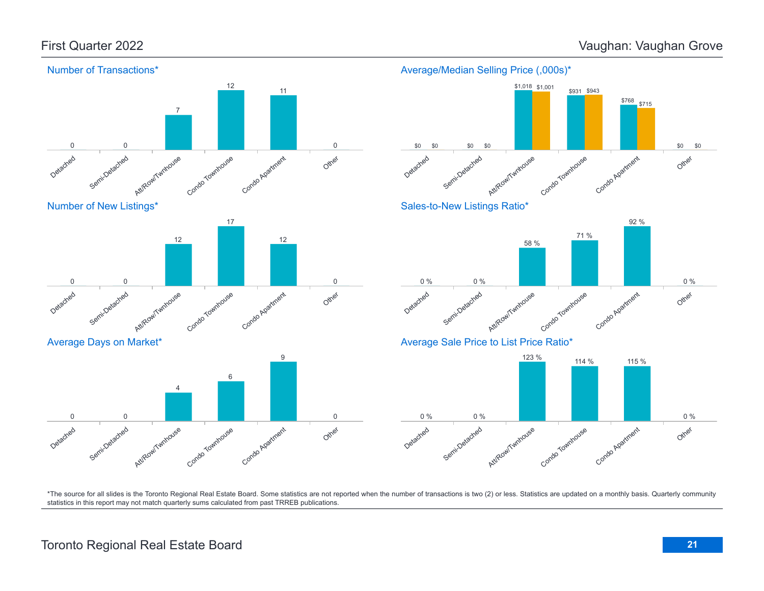# First Quarter 2022

# Vaughan: Vaughan Grove

## Number of Transactions*

| Detached | Semi-Detached | Att/Row/Twnhouse | Condo Townhouse | Condo Apartment | Other |
|---|---|---|---|---|---|
| 0 | 0 | 7 | 12 | 11 | 0 |

## Average/Median Selling Price (,000s)*

| | Detached | Semi-Detached | Att/Row/Twnhouse | Condo Townhouse | Condo Apartment | Other |
|---|---|---|---|---|---|---|
| Average | $0 | $0 | $1,018 | $931 | $768 | $0 |
| Median | $0 | $0 | $1,001 | $943 | $715 | $0 |

## Number of New Listings*

| Detached | Semi-Detached | Att/Row/Twnhouse | Condo Townhouse | Condo Apartment | Other |
|---|---|---|---|---|---|
| 0 | 0 | 12 | 17 | 12 | 0 |

## Sales-to-New Listings Ratio*

| Detached | Semi-Detached | Att/Row/Twnhouse | Condo Townhouse | Condo Apartment | Other |
|---|---|---|---|---|---|
| 0 % | 0 % | 58 % | 71 % | 92 % | 0 % |

## Average Days on Market*

| Detached | Semi-Detached | Att/Row/Twnhouse | Condo Townhouse | Condo Apartment | Other |
|---|---|---|---|---|---|
| 0 | 0 | 4 | 6 | 9 | 0 |

## Average Sale Price to List Price Ratio*

| Detached | Semi-Detached | Att/Row/Twnhouse | Condo Townhouse | Condo Apartment | Other |
|---|---|---|---|---|---|
| 0 % | 0 % | 123 % | 114 % | 115 % | 0 % |

*The source for all slides is the Toronto Regional Real Estate Board. Some statistics are not reported when the number of transactions is two (2) or less. Statistics are updated on a monthly basis. Quarterly community statistics in this report may not match quarterly sums calculated from past TRREB publications.

Toronto Regional Real Estate Board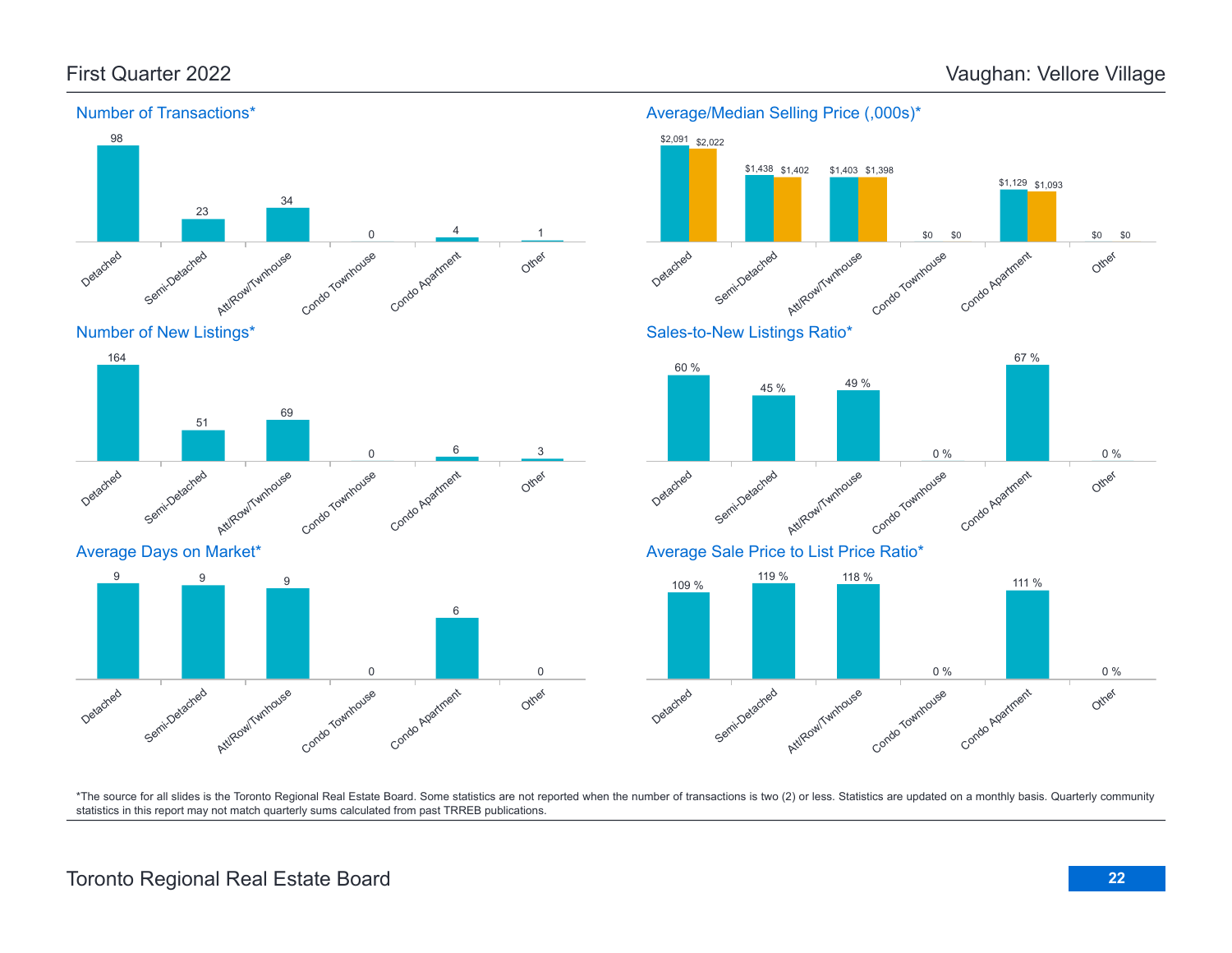# First Quarter 2022 — Vaughan: Vellore Village

## Number of Transactions*

| Detached | Semi-Detached | Att/Row/Twnhouse | Condo Townhouse | Condo Apartment | Other |
| --- | --- | --- | --- | --- | --- |
| 98 | 23 | 34 | 0 | 4 | 1 |

## Average/Median Selling Price (,000s)*

| | Detached | Semi-Detached | Att/Row/Twnhouse | Condo Townhouse | Condo Apartment | Other |
| --- | --- | --- | --- | --- | --- | --- |
| Average | $2,091 | $1,438 | $1,403 | $0 | $1,129 | $0 |
| Median | $2,022 | $1,402 | $1,398 | $0 | $1,093 | $0 |

## Number of New Listings*

| Detached | Semi-Detached | Att/Row/Twnhouse | Condo Townhouse | Condo Apartment | Other |
| --- | --- | --- | --- | --- | --- |
| 164 | 51 | 69 | 0 | 6 | 3 |

## Sales-to-New Listings Ratio*

| Detached | Semi-Detached | Att/Row/Twnhouse | Condo Townhouse | Condo Apartment | Other |
| --- | --- | --- | --- | --- | --- |
| 60 % | 45 % | 49 % | 0 % | 67 % | 0 % |

## Average Days on Market*

| Detached | Semi-Detached | Att/Row/Twnhouse | Condo Townhouse | Condo Apartment | Other |
| --- | --- | --- | --- | --- | --- |
| 9 | 9 | 9 | 0 | 6 | 0 |

## Average Sale Price to List Price Ratio*

| Detached | Semi-Detached | Att/Row/Twnhouse | Condo Townhouse | Condo Apartment | Other |
| --- | --- | --- | --- | --- | --- |
| 109 % | 119 % | 118 % | 0 % | 111 % | 0 % |

*The source for all slides is the Toronto Regional Real Estate Board. Some statistics are not reported when the number of transactions is two (2) or less. Statistics are updated on a monthly basis. Quarterly community statistics in this report may not match quarterly sums calculated from past TRREB publications.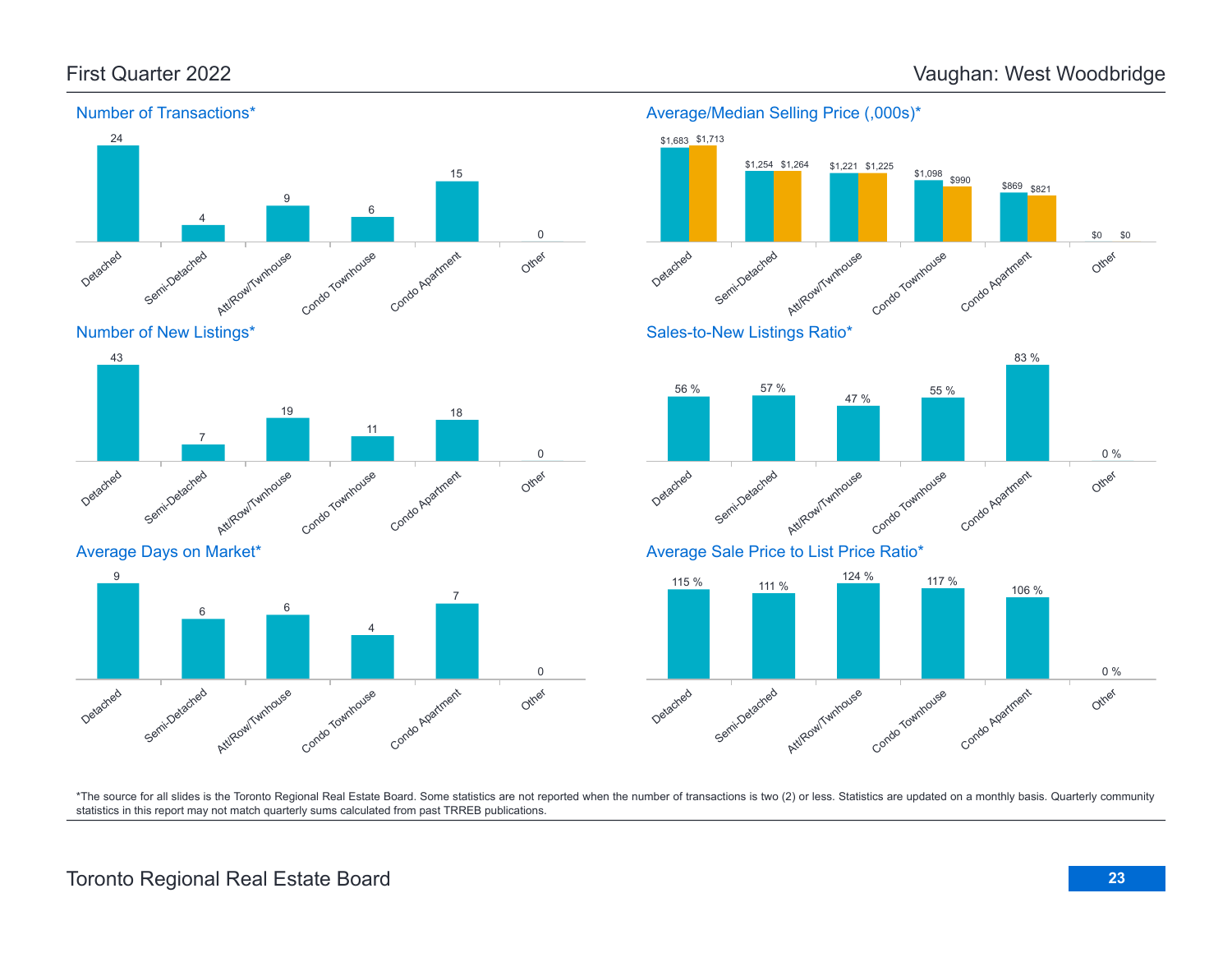## First Quarter 2022 — Vaughan: West Woodbridge

### Number of Transactions*

| Detached | Semi-Detached | Att/Row/Twnhouse | Condo Townhouse | Condo Apartment | Other |
|---|---|---|---|---|---|
| 24 | 4 | 9 | 6 | 15 | 0 |

### Average/Median Selling Price (,000s)*

| | Detached | Semi-Detached | Att/Row/Twnhouse | Condo Townhouse | Condo Apartment | Other |
|---|---|---|---|---|---|---|
| Average | $1,683 | $1,254 | $1,221 | $1,098 | $869 | $0 |
| Median | $1,713 | $1,264 | $1,225 | $990 | $821 | $0 |

### Number of New Listings*

| Detached | Semi-Detached | Att/Row/Twnhouse | Condo Townhouse | Condo Apartment | Other |
|---|---|---|---|---|---|
| 43 | 7 | 19 | 11 | 18 | 0 |

### Sales-to-New Listings Ratio*

| Detached | Semi-Detached | Att/Row/Twnhouse | Condo Townhouse | Condo Apartment | Other |
|---|---|---|---|---|---|
| 56 % | 57 % | 47 % | 55 % | 83 % | 0 % |

### Average Days on Market*

| Detached | Semi-Detached | Att/Row/Twnhouse | Condo Townhouse | Condo Apartment | Other |
|---|---|---|---|---|---|
| 9 | 6 | 6 | 4 | 7 | 0 |

### Average Sale Price to List Price Ratio*

| Detached | Semi-Detached | Att/Row/Twnhouse | Condo Townhouse | Condo Apartment | Other |
|---|---|---|---|---|---|
| 115 % | 111 % | 124 % | 117 % | 106 % | 0 % |

*The source for all slides is the Toronto Regional Real Estate Board. Some statistics are not reported when the number of transactions is two (2) or less. Statistics are updated on a monthly basis. Quarterly community statistics in this report may not match quarterly sums calculated from past TRREB publications.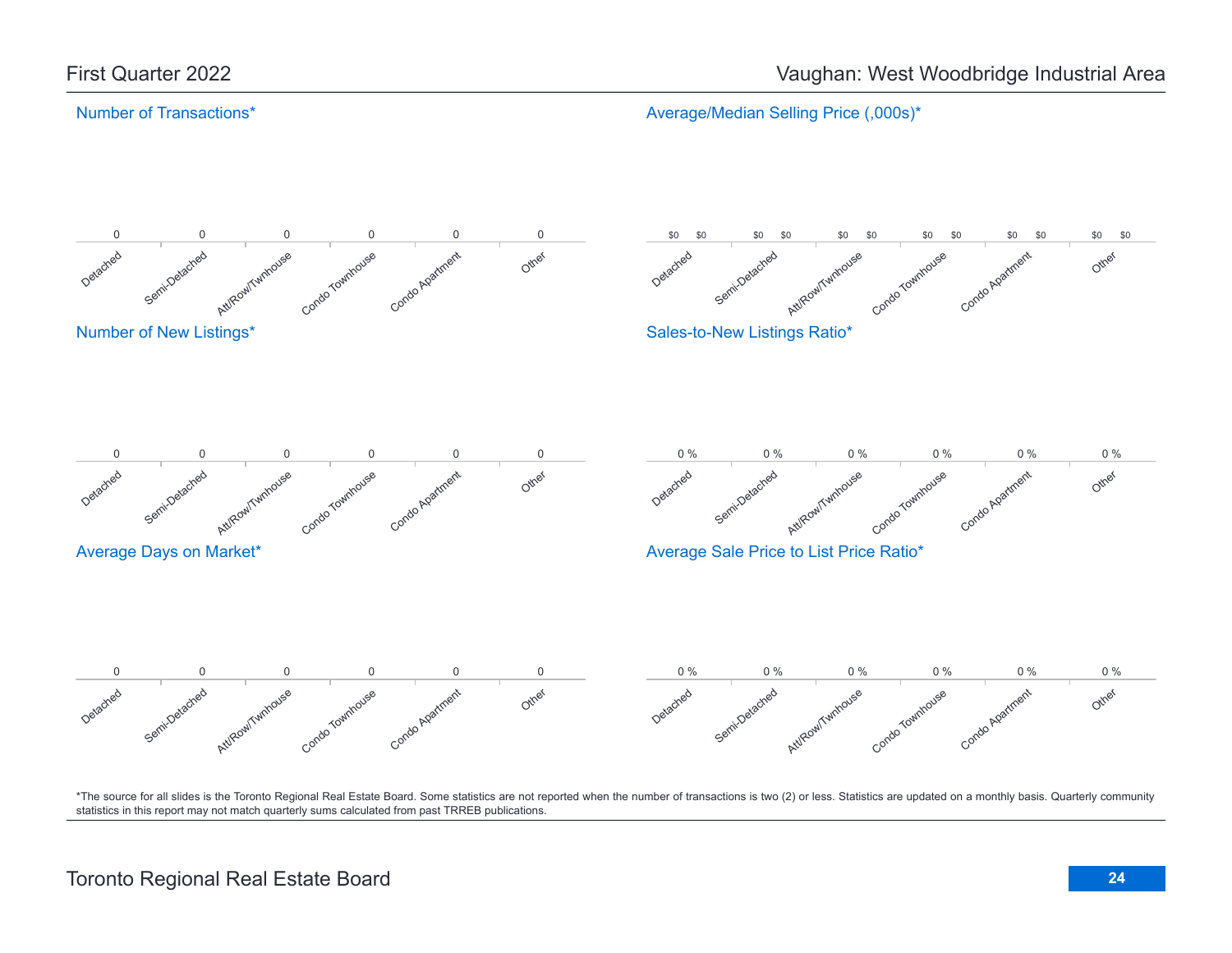# Vaughan: West Woodbridge Industrial Area

First Quarter 2022

## Number of Transactions*

0 0 0 0 0 0

Detached
Semi-Detached
Att/Row/Twnhouse
Condo Townhouse
Condo Apartment
Other

## Average/Median Selling Price (,000s)*

$0 $0 $0 $0 $0 $0 $0 $0 $0 $0 $0 $0

Detached
Semi-Detached
Att/Row/Twnhouse
Condo Townhouse
Condo Apartment
Other

## Number of New Listings*

0 0 0 0 0 0

Detached
Semi-Detached
Att/Row/Twnhouse
Condo Townhouse
Condo Apartment
Other

## Sales-to-New Listings Ratio*

0 % 0 % 0 % 0 % 0 % 0 %

Detached
Semi-Detached
Att/Row/Twnhouse
Condo Townhouse
Condo Apartment
Other

## Average Days on Market*

0 0 0 0 0 0

Detached
Semi-Detached
Att/Row/Twnhouse
Condo Townhouse
Condo Apartment
Other

## Average Sale Price to List Price Ratio*

0 % 0 % 0 % 0 % 0 % 0 %

Detached
Semi-Detached
Att/Row/Twnhouse
Condo Townhouse
Condo Apartment
Other

*The source for all slides is the Toronto Regional Real Estate Board. Some statistics are not reported when the number of transactions is two (2) or less. Statistics are updated on a monthly basis. Quarterly community statistics in this report may not match quarterly sums calculated from past TRREB publications.